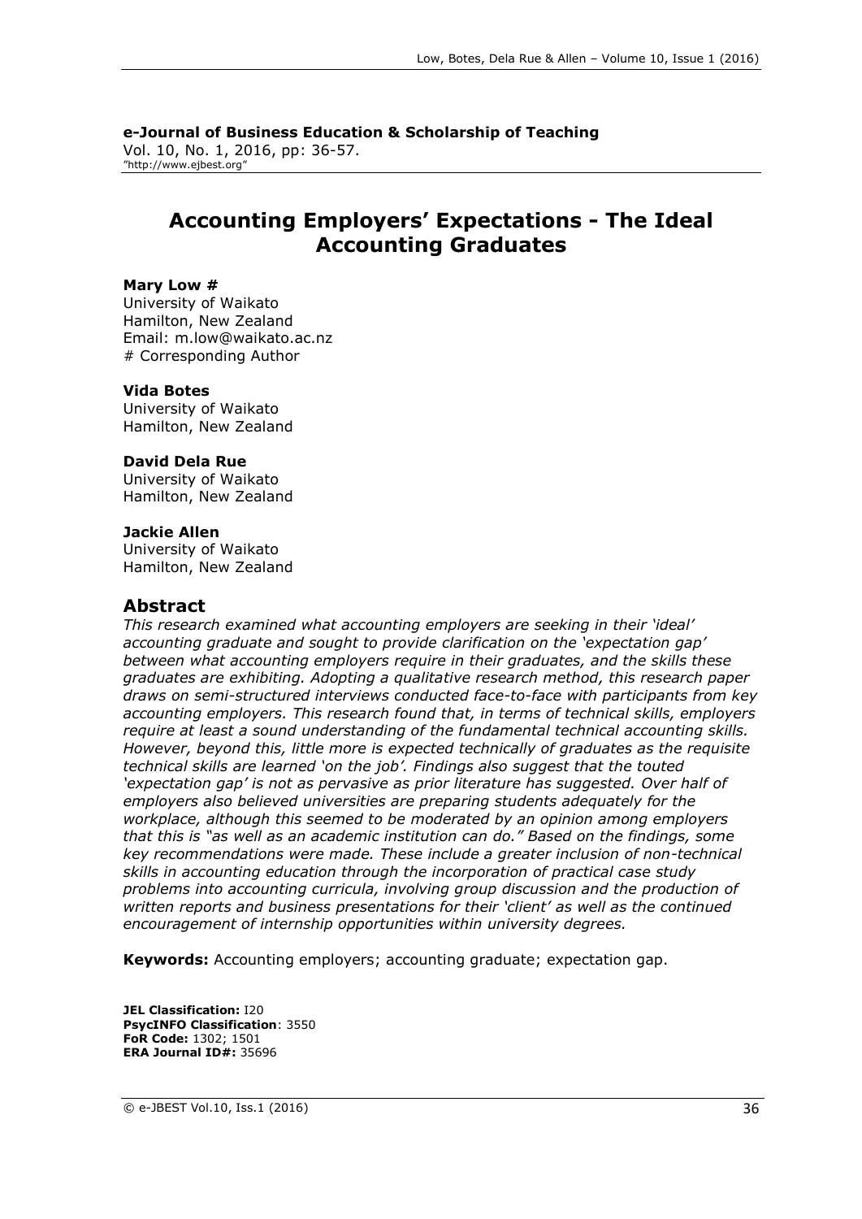**e-Journal of Business Education & Scholarship of Teaching**
Vol. 10, No. 1, 2016, pp: 36-57.
"http://www.ejbest.org"

# Accounting Employers' Expectations - The Ideal Accounting Graduates

**Mary Low #**
University of Waikato
Hamilton, New Zealand
Email: m.low@waikato.ac.nz
# Corresponding Author

**Vida Botes**
University of Waikato
Hamilton, New Zealand

**David Dela Rue**
University of Waikato
Hamilton, New Zealand

**Jackie Allen**
University of Waikato
Hamilton, New Zealand

## Abstract

*This research examined what accounting employers are seeking in their 'ideal' accounting graduate and sought to provide clarification on the 'expectation gap' between what accounting employers require in their graduates, and the skills these graduates are exhibiting. Adopting a qualitative research method, this research paper draws on semi-structured interviews conducted face-to-face with participants from key accounting employers. This research found that, in terms of technical skills, employers require at least a sound understanding of the fundamental technical accounting skills. However, beyond this, little more is expected technically of graduates as the requisite technical skills are learned 'on the job'. Findings also suggest that the touted 'expectation gap' is not as pervasive as prior literature has suggested. Over half of employers also believed universities are preparing students adequately for the workplace, although this seemed to be moderated by an opinion among employers that this is "as well as an academic institution can do." Based on the findings, some key recommendations were made. These include a greater inclusion of non-technical skills in accounting education through the incorporation of practical case study problems into accounting curricula, involving group discussion and the production of written reports and business presentations for their 'client' as well as the continued encouragement of internship opportunities within university degrees.*

**Keywords:** Accounting employers; accounting graduate; expectation gap.

**JEL Classification:** I20
**PsycINFO Classification**: 3550
**FoR Code:** 1302; 1501
**ERA Journal ID#:** 35696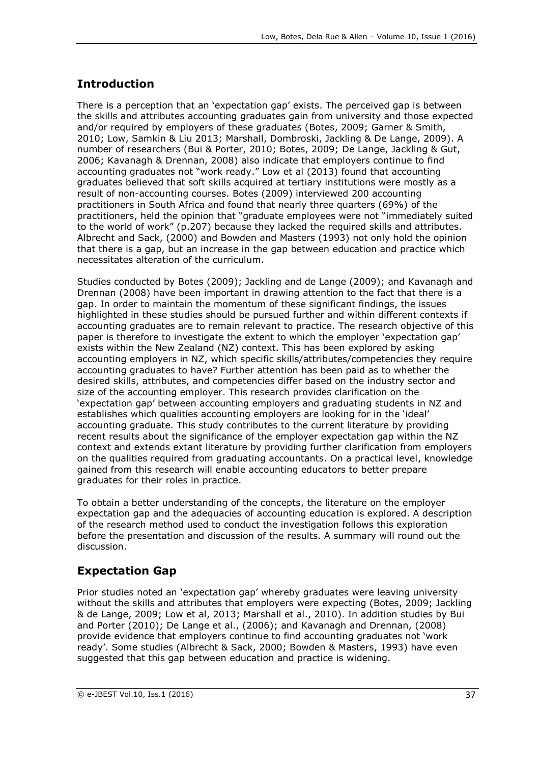## Introduction

There is a perception that an 'expectation gap' exists. The perceived gap is between the skills and attributes accounting graduates gain from university and those expected and/or required by employers of these graduates (Botes, 2009; Garner & Smith, 2010; Low, Samkin & Liu 2013; Marshall, Dombroski, Jackling & De Lange, 2009). A number of researchers (Bui & Porter, 2010; Botes, 2009; De Lange, Jackling & Gut, 2006; Kavanagh & Drennan, 2008) also indicate that employers continue to find accounting graduates not "work ready." Low et al (2013) found that accounting graduates believed that soft skills acquired at tertiary institutions were mostly as a result of non-accounting courses. Botes (2009) interviewed 200 accounting practitioners in South Africa and found that nearly three quarters (69%) of the practitioners, held the opinion that "graduate employees were not "immediately suited to the world of work" (p.207) because they lacked the required skills and attributes. Albrecht and Sack, (2000) and Bowden and Masters (1993) not only hold the opinion that there is a gap, but an increase in the gap between education and practice which necessitates alteration of the curriculum.

Studies conducted by Botes (2009); Jackling and de Lange (2009); and Kavanagh and Drennan (2008) have been important in drawing attention to the fact that there is a gap. In order to maintain the momentum of these significant findings, the issues highlighted in these studies should be pursued further and within different contexts if accounting graduates are to remain relevant to practice. The research objective of this paper is therefore to investigate the extent to which the employer 'expectation gap' exists within the New Zealand (NZ) context. This has been explored by asking accounting employers in NZ, which specific skills/attributes/competencies they require accounting graduates to have? Further attention has been paid as to whether the desired skills, attributes, and competencies differ based on the industry sector and size of the accounting employer. This research provides clarification on the 'expectation gap' between accounting employers and graduating students in NZ and establishes which qualities accounting employers are looking for in the 'ideal' accounting graduate. This study contributes to the current literature by providing recent results about the significance of the employer expectation gap within the NZ context and extends extant literature by providing further clarification from employers on the qualities required from graduating accountants. On a practical level, knowledge gained from this research will enable accounting educators to better prepare graduates for their roles in practice.

To obtain a better understanding of the concepts, the literature on the employer expectation gap and the adequacies of accounting education is explored. A description of the research method used to conduct the investigation follows this exploration before the presentation and discussion of the results. A summary will round out the discussion.

## Expectation Gap

Prior studies noted an 'expectation gap' whereby graduates were leaving university without the skills and attributes that employers were expecting (Botes, 2009; Jackling & de Lange, 2009; Low et al, 2013; Marshall et al., 2010). In addition studies by Bui and Porter (2010); De Lange et al., (2006); and Kavanagh and Drennan, (2008) provide evidence that employers continue to find accounting graduates not 'work ready'. Some studies (Albrecht & Sack, 2000; Bowden & Masters, 1993) have even suggested that this gap between education and practice is widening.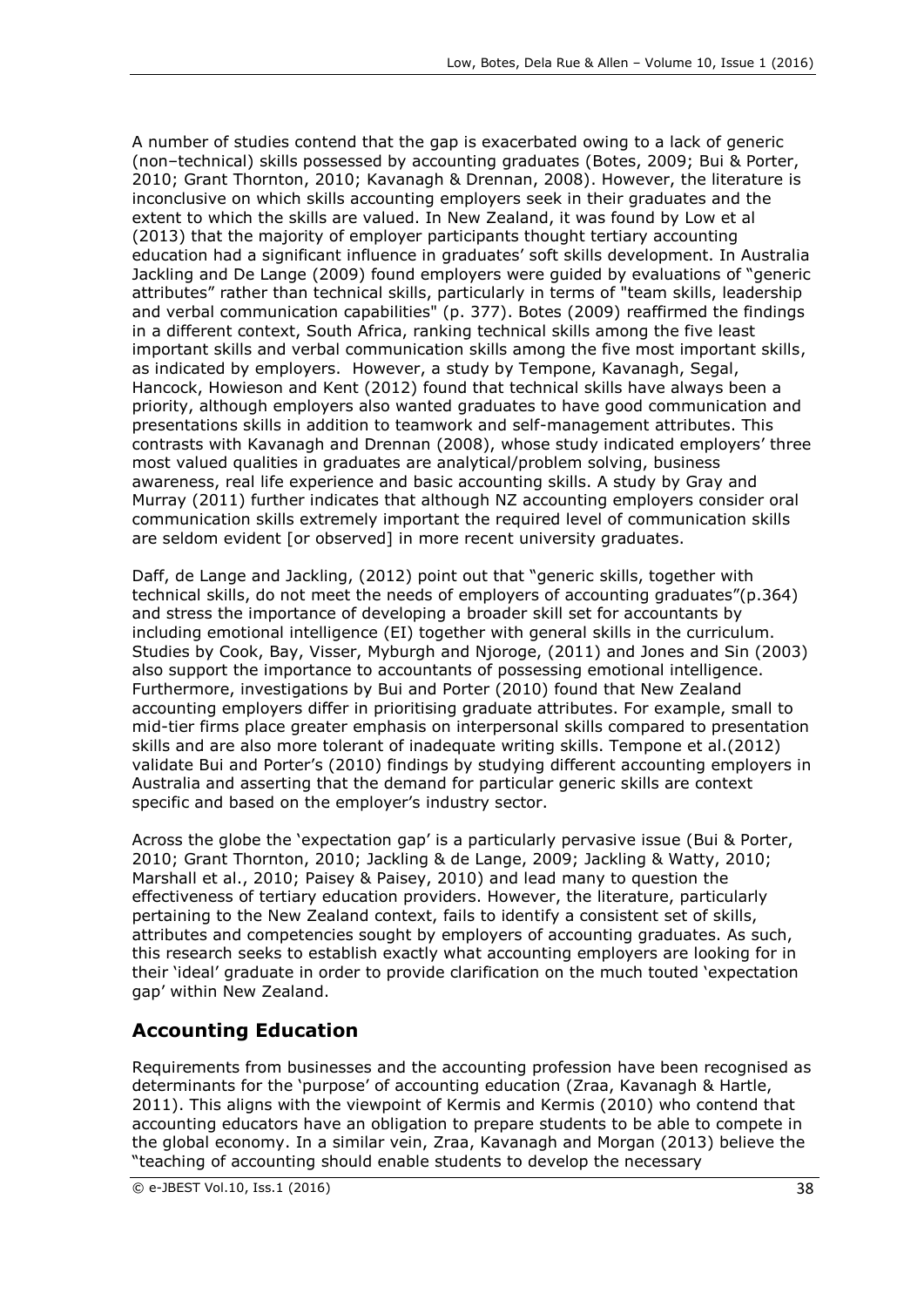A number of studies contend that the gap is exacerbated owing to a lack of generic (non–technical) skills possessed by accounting graduates (Botes, 2009; Bui & Porter, 2010; Grant Thornton, 2010; Kavanagh & Drennan, 2008). However, the literature is inconclusive on which skills accounting employers seek in their graduates and the extent to which the skills are valued. In New Zealand, it was found by Low et al (2013) that the majority of employer participants thought tertiary accounting education had a significant influence in graduates' soft skills development. In Australia Jackling and De Lange (2009) found employers were guided by evaluations of "generic attributes" rather than technical skills, particularly in terms of "team skills, leadership and verbal communication capabilities" (p. 377). Botes (2009) reaffirmed the findings in a different context, South Africa, ranking technical skills among the five least important skills and verbal communication skills among the five most important skills, as indicated by employers. However, a study by Tempone, Kavanagh, Segal, Hancock, Howieson and Kent (2012) found that technical skills have always been a priority, although employers also wanted graduates to have good communication and presentations skills in addition to teamwork and self-management attributes. This contrasts with Kavanagh and Drennan (2008), whose study indicated employers' three most valued qualities in graduates are analytical/problem solving, business awareness, real life experience and basic accounting skills. A study by Gray and Murray (2011) further indicates that although NZ accounting employers consider oral communication skills extremely important the required level of communication skills are seldom evident [or observed] in more recent university graduates.

Daff, de Lange and Jackling, (2012) point out that "generic skills, together with technical skills, do not meet the needs of employers of accounting graduates"(p.364) and stress the importance of developing a broader skill set for accountants by including emotional intelligence (EI) together with general skills in the curriculum. Studies by Cook, Bay, Visser, Myburgh and Njoroge, (2011) and Jones and Sin (2003) also support the importance to accountants of possessing emotional intelligence. Furthermore, investigations by Bui and Porter (2010) found that New Zealand accounting employers differ in prioritising graduate attributes. For example, small to mid-tier firms place greater emphasis on interpersonal skills compared to presentation skills and are also more tolerant of inadequate writing skills. Tempone et al.(2012) validate Bui and Porter's (2010) findings by studying different accounting employers in Australia and asserting that the demand for particular generic skills are context specific and based on the employer's industry sector.

Across the globe the 'expectation gap' is a particularly pervasive issue (Bui & Porter, 2010; Grant Thornton, 2010; Jackling & de Lange, 2009; Jackling & Watty, 2010; Marshall et al., 2010; Paisey & Paisey, 2010) and lead many to question the effectiveness of tertiary education providers. However, the literature, particularly pertaining to the New Zealand context, fails to identify a consistent set of skills, attributes and competencies sought by employers of accounting graduates. As such, this research seeks to establish exactly what accounting employers are looking for in their 'ideal' graduate in order to provide clarification on the much touted 'expectation gap' within New Zealand.

## Accounting Education

Requirements from businesses and the accounting profession have been recognised as determinants for the 'purpose' of accounting education (Zraa, Kavanagh & Hartle, 2011). This aligns with the viewpoint of Kermis and Kermis (2010) who contend that accounting educators have an obligation to prepare students to be able to compete in the global economy. In a similar vein, Zraa, Kavanagh and Morgan (2013) believe the "teaching of accounting should enable students to develop the necessary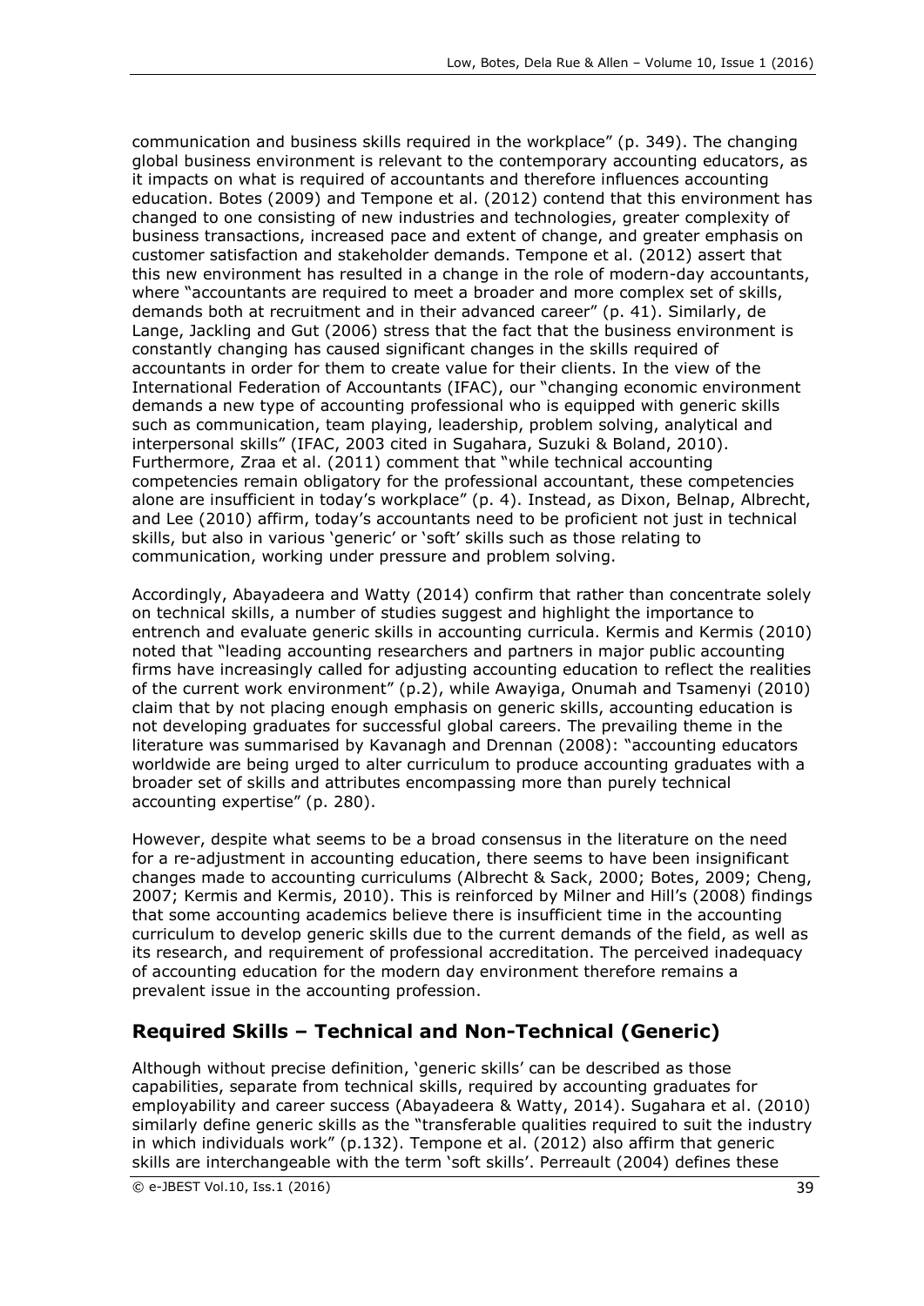communication and business skills required in the workplace" (p. 349). The changing global business environment is relevant to the contemporary accounting educators, as it impacts on what is required of accountants and therefore influences accounting education. Botes (2009) and Tempone et al. (2012) contend that this environment has changed to one consisting of new industries and technologies, greater complexity of business transactions, increased pace and extent of change, and greater emphasis on customer satisfaction and stakeholder demands. Tempone et al. (2012) assert that this new environment has resulted in a change in the role of modern-day accountants, where "accountants are required to meet a broader and more complex set of skills, demands both at recruitment and in their advanced career" (p. 41). Similarly, de Lange, Jackling and Gut (2006) stress that the fact that the business environment is constantly changing has caused significant changes in the skills required of accountants in order for them to create value for their clients. In the view of the International Federation of Accountants (IFAC), our "changing economic environment demands a new type of accounting professional who is equipped with generic skills such as communication, team playing, leadership, problem solving, analytical and interpersonal skills" (IFAC, 2003 cited in Sugahara, Suzuki & Boland, 2010). Furthermore, Zraa et al. (2011) comment that "while technical accounting competencies remain obligatory for the professional accountant, these competencies alone are insufficient in today's workplace" (p. 4). Instead, as Dixon, Belnap, Albrecht, and Lee (2010) affirm, today's accountants need to be proficient not just in technical skills, but also in various 'generic' or 'soft' skills such as those relating to communication, working under pressure and problem solving.

Accordingly, Abayadeera and Watty (2014) confirm that rather than concentrate solely on technical skills, a number of studies suggest and highlight the importance to entrench and evaluate generic skills in accounting curricula. Kermis and Kermis (2010) noted that "leading accounting researchers and partners in major public accounting firms have increasingly called for adjusting accounting education to reflect the realities of the current work environment" (p.2), while Awayiga, Onumah and Tsamenyi (2010) claim that by not placing enough emphasis on generic skills, accounting education is not developing graduates for successful global careers. The prevailing theme in the literature was summarised by Kavanagh and Drennan (2008): "accounting educators worldwide are being urged to alter curriculum to produce accounting graduates with a broader set of skills and attributes encompassing more than purely technical accounting expertise" (p. 280).

However, despite what seems to be a broad consensus in the literature on the need for a re-adjustment in accounting education, there seems to have been insignificant changes made to accounting curriculums (Albrecht & Sack, 2000; Botes, 2009; Cheng, 2007; Kermis and Kermis, 2010). This is reinforced by Milner and Hill's (2008) findings that some accounting academics believe there is insufficient time in the accounting curriculum to develop generic skills due to the current demands of the field, as well as its research, and requirement of professional accreditation. The perceived inadequacy of accounting education for the modern day environment therefore remains a prevalent issue in the accounting profession.

## Required Skills – Technical and Non-Technical (Generic)

Although without precise definition, 'generic skills' can be described as those capabilities, separate from technical skills, required by accounting graduates for employability and career success (Abayadeera & Watty, 2014). Sugahara et al. (2010) similarly define generic skills as the "transferable qualities required to suit the industry in which individuals work" (p.132). Tempone et al. (2012) also affirm that generic skills are interchangeable with the term 'soft skills'. Perreault (2004) defines these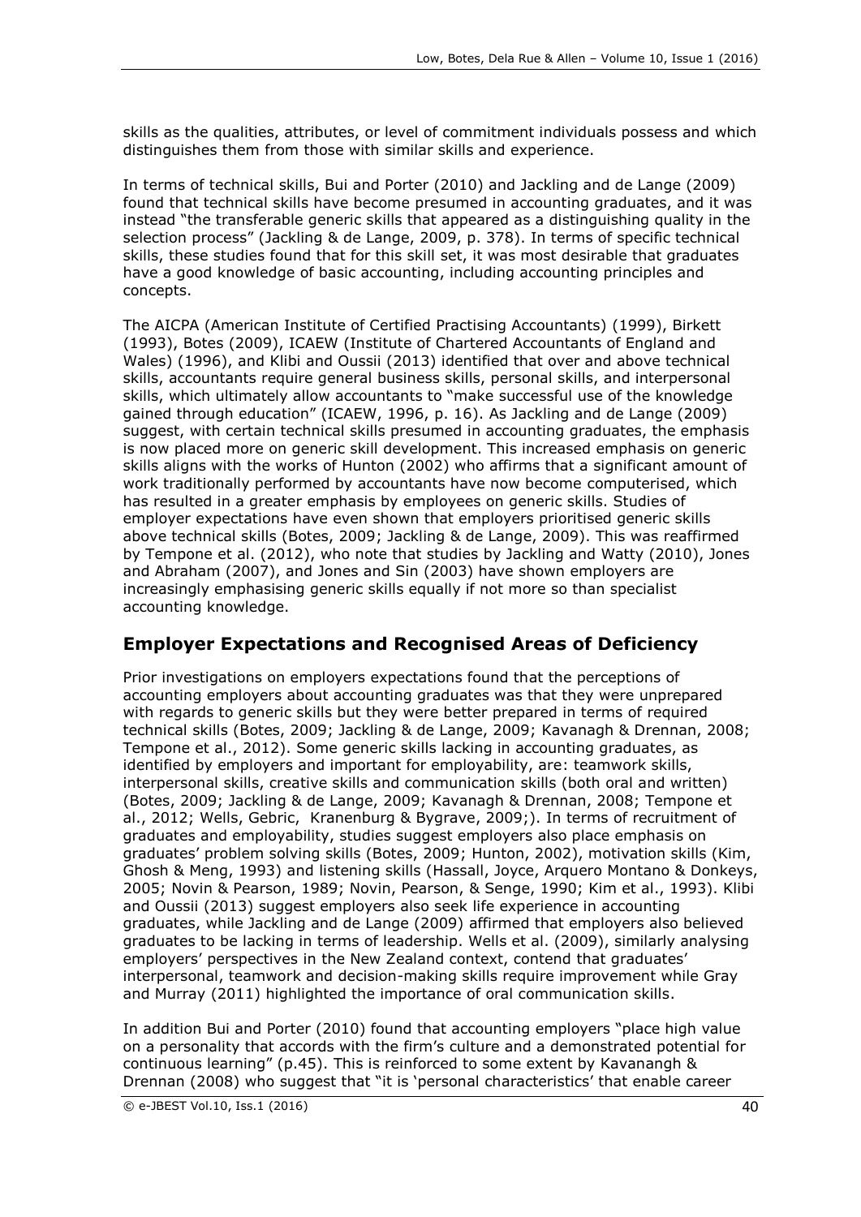skills as the qualities, attributes, or level of commitment individuals possess and which distinguishes them from those with similar skills and experience.

In terms of technical skills, Bui and Porter (2010) and Jackling and de Lange (2009) found that technical skills have become presumed in accounting graduates, and it was instead "the transferable generic skills that appeared as a distinguishing quality in the selection process" (Jackling & de Lange, 2009, p. 378). In terms of specific technical skills, these studies found that for this skill set, it was most desirable that graduates have a good knowledge of basic accounting, including accounting principles and concepts.

The AICPA (American Institute of Certified Practising Accountants) (1999), Birkett (1993), Botes (2009), ICAEW (Institute of Chartered Accountants of England and Wales) (1996), and Klibi and Oussii (2013) identified that over and above technical skills, accountants require general business skills, personal skills, and interpersonal skills, which ultimately allow accountants to "make successful use of the knowledge gained through education" (ICAEW, 1996, p. 16). As Jackling and de Lange (2009) suggest, with certain technical skills presumed in accounting graduates, the emphasis is now placed more on generic skill development. This increased emphasis on generic skills aligns with the works of Hunton (2002) who affirms that a significant amount of work traditionally performed by accountants have now become computerised, which has resulted in a greater emphasis by employees on generic skills. Studies of employer expectations have even shown that employers prioritised generic skills above technical skills (Botes, 2009; Jackling & de Lange, 2009). This was reaffirmed by Tempone et al. (2012), who note that studies by Jackling and Watty (2010), Jones and Abraham (2007), and Jones and Sin (2003) have shown employers are increasingly emphasising generic skills equally if not more so than specialist accounting knowledge.

## Employer Expectations and Recognised Areas of Deficiency

Prior investigations on employers expectations found that the perceptions of accounting employers about accounting graduates was that they were unprepared with regards to generic skills but they were better prepared in terms of required technical skills (Botes, 2009; Jackling & de Lange, 2009; Kavanagh & Drennan, 2008; Tempone et al., 2012). Some generic skills lacking in accounting graduates, as identified by employers and important for employability, are: teamwork skills, interpersonal skills, creative skills and communication skills (both oral and written) (Botes, 2009; Jackling & de Lange, 2009; Kavanagh & Drennan, 2008; Tempone et al., 2012; Wells, Gebric, Kranenburg & Bygrave, 2009;). In terms of recruitment of graduates and employability, studies suggest employers also place emphasis on graduates' problem solving skills (Botes, 2009; Hunton, 2002), motivation skills (Kim, Ghosh & Meng, 1993) and listening skills (Hassall, Joyce, Arquero Montano & Donkeys, 2005; Novin & Pearson, 1989; Novin, Pearson, & Senge, 1990; Kim et al., 1993). Klibi and Oussii (2013) suggest employers also seek life experience in accounting graduates, while Jackling and de Lange (2009) affirmed that employers also believed graduates to be lacking in terms of leadership. Wells et al. (2009), similarly analysing employers' perspectives in the New Zealand context, contend that graduates' interpersonal, teamwork and decision-making skills require improvement while Gray and Murray (2011) highlighted the importance of oral communication skills.

In addition Bui and Porter (2010) found that accounting employers "place high value on a personality that accords with the firm's culture and a demonstrated potential for continuous learning" (p.45). This is reinforced to some extent by Kavananagh & Drennan (2008) who suggest that "it is 'personal characteristics' that enable career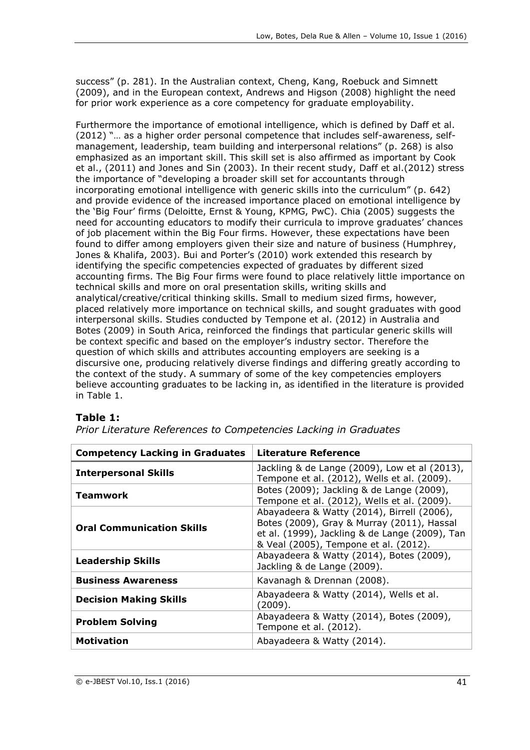success" (p. 281). In the Australian context, Cheng, Kang, Roebuck and Simnett (2009), and in the European context, Andrews and Higson (2008) highlight the need for prior work experience as a core competency for graduate employability.

Furthermore the importance of emotional intelligence, which is defined by Daff et al. (2012) "… as a higher order personal competence that includes self-awareness, self-management, leadership, team building and interpersonal relations" (p. 268) is also emphasized as an important skill. This skill set is also affirmed as important by Cook et al., (2011) and Jones and Sin (2003). In their recent study, Daff et al.(2012) stress the importance of "developing a broader skill set for accountants through incorporating emotional intelligence with generic skills into the curriculum" (p. 642) and provide evidence of the increased importance placed on emotional intelligence by the 'Big Four' firms (Deloitte, Ernst & Young, KPMG, PwC). Chia (2005) suggests the need for accounting educators to modify their curricula to improve graduates' chances of job placement within the Big Four firms. However, these expectations have been found to differ among employers given their size and nature of business (Humphrey, Jones & Khalifa, 2003). Bui and Porter's (2010) work extended this research by identifying the specific competencies expected of graduates by different sized accounting firms. The Big Four firms were found to place relatively little importance on technical skills and more on oral presentation skills, writing skills and analytical/creative/critical thinking skills. Small to medium sized firms, however, placed relatively more importance on technical skills, and sought graduates with good interpersonal skills. Studies conducted by Tempone et al. (2012) in Australia and Botes (2009) in South Arica, reinforced the findings that particular generic skills will be context specific and based on the employer's industry sector. Therefore the question of which skills and attributes accounting employers are seeking is a discursive one, producing relatively diverse findings and differing greatly according to the context of the study. A summary of some of the key competencies employers believe accounting graduates to be lacking in, as identified in the literature is provided in Table 1.

**Table 1:**

*Prior Literature References to Competencies Lacking in Graduates*

| Competency Lacking in Graduates | Literature Reference |
|---|---|
| **Interpersonal Skills** | Jackling & de Lange (2009), Low et al (2013), Tempone et al. (2012), Wells et al. (2009). |
| **Teamwork** | Botes (2009); Jackling & de Lange (2009), Tempone et al. (2012), Wells et al. (2009). |
| **Oral Communication Skills** | Abayadeera & Watty (2014), Birrell (2006), Botes (2009), Gray & Murray (2011), Hassal et al. (1999), Jackling & de Lange (2009), Tan & Veal (2005), Tempone et al. (2012). |
| **Leadership Skills** | Abayadeera & Watty (2014), Botes (2009), Jackling & de Lange (2009). |
| **Business Awareness** | Kavanagh & Drennan (2008). |
| **Decision Making Skills** | Abayadeera & Watty (2014), Wells et al. (2009). |
| **Problem Solving** | Abayadeera & Watty (2014), Botes (2009), Tempone et al. (2012). |
| **Motivation** | Abayadeera & Watty (2014). |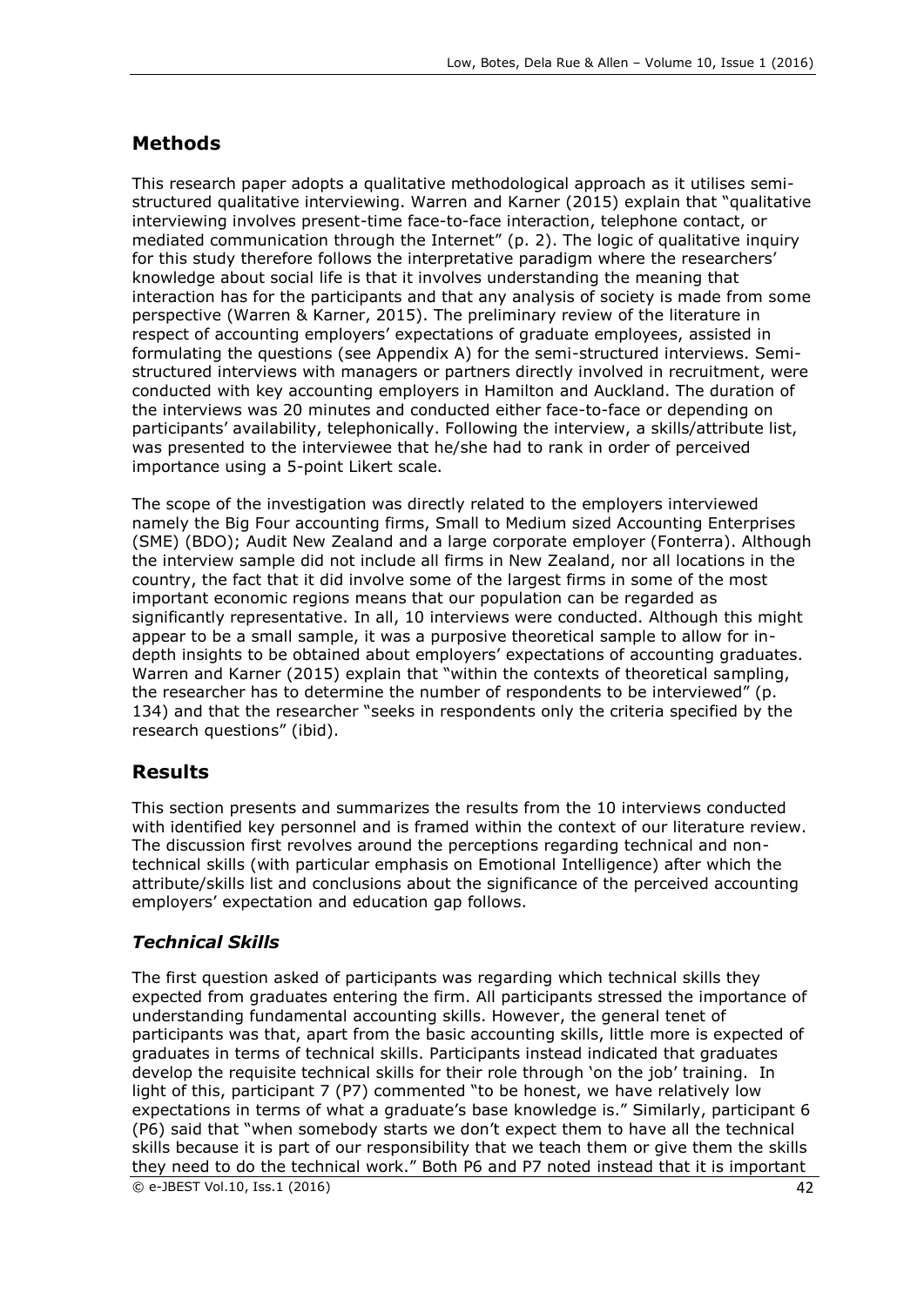## Methods

This research paper adopts a qualitative methodological approach as it utilises semi-structured qualitative interviewing. Warren and Karner (2015) explain that "qualitative interviewing involves present-time face-to-face interaction, telephone contact, or mediated communication through the Internet" (p. 2). The logic of qualitative inquiry for this study therefore follows the interpretative paradigm where the researchers' knowledge about social life is that it involves understanding the meaning that interaction has for the participants and that any analysis of society is made from some perspective (Warren & Karner, 2015). The preliminary review of the literature in respect of accounting employers' expectations of graduate employees, assisted in formulating the questions (see Appendix A) for the semi-structured interviews. Semi-structured interviews with managers or partners directly involved in recruitment, were conducted with key accounting employers in Hamilton and Auckland. The duration of the interviews was 20 minutes and conducted either face-to-face or depending on participants' availability, telephonically. Following the interview, a skills/attribute list, was presented to the interviewee that he/she had to rank in order of perceived importance using a 5-point Likert scale.

The scope of the investigation was directly related to the employers interviewed namely the Big Four accounting firms, Small to Medium sized Accounting Enterprises (SME) (BDO); Audit New Zealand and a large corporate employer (Fonterra). Although the interview sample did not include all firms in New Zealand, nor all locations in the country, the fact that it did involve some of the largest firms in some of the most important economic regions means that our population can be regarded as significantly representative. In all, 10 interviews were conducted. Although this might appear to be a small sample, it was a purposive theoretical sample to allow for in-depth insights to be obtained about employers' expectations of accounting graduates. Warren and Karner (2015) explain that "within the contexts of theoretical sampling, the researcher has to determine the number of respondents to be interviewed" (p. 134) and that the researcher "seeks in respondents only the criteria specified by the research questions" (ibid).

## Results

This section presents and summarizes the results from the 10 interviews conducted with identified key personnel and is framed within the context of our literature review. The discussion first revolves around the perceptions regarding technical and non-technical skills (with particular emphasis on Emotional Intelligence) after which the attribute/skills list and conclusions about the significance of the perceived accounting employers' expectation and education gap follows.

### *Technical Skills*

The first question asked of participants was regarding which technical skills they expected from graduates entering the firm. All participants stressed the importance of understanding fundamental accounting skills. However, the general tenet of participants was that, apart from the basic accounting skills, little more is expected of graduates in terms of technical skills. Participants instead indicated that graduates develop the requisite technical skills for their role through 'on the job' training. In light of this, participant 7 (P7) commented "to be honest, we have relatively low expectations in terms of what a graduate's base knowledge is." Similarly, participant 6 (P6) said that "when somebody starts we don't expect them to have all the technical skills because it is part of our responsibility that we teach them or give them the skills they need to do the technical work." Both P6 and P7 noted instead that it is important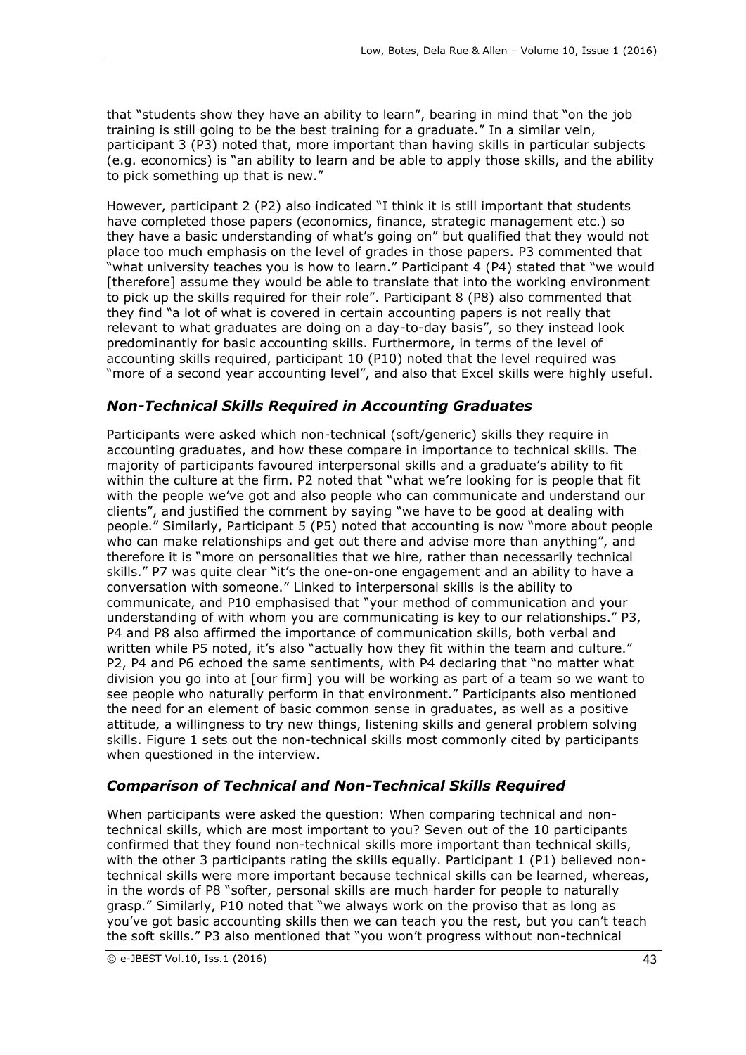that "students show they have an ability to learn", bearing in mind that "on the job training is still going to be the best training for a graduate." In a similar vein, participant 3 (P3) noted that, more important than having skills in particular subjects (e.g. economics) is "an ability to learn and be able to apply those skills, and the ability to pick something up that is new."

However, participant 2 (P2) also indicated "I think it is still important that students have completed those papers (economics, finance, strategic management etc.) so they have a basic understanding of what's going on" but qualified that they would not place too much emphasis on the level of grades in those papers. P3 commented that "what university teaches you is how to learn." Participant 4 (P4) stated that "we would [therefore] assume they would be able to translate that into the working environment to pick up the skills required for their role". Participant 8 (P8) also commented that they find "a lot of what is covered in certain accounting papers is not really that relevant to what graduates are doing on a day-to-day basis", so they instead look predominantly for basic accounting skills. Furthermore, in terms of the level of accounting skills required, participant 10 (P10) noted that the level required was "more of a second year accounting level", and also that Excel skills were highly useful.

## *Non-Technical Skills Required in Accounting Graduates*

Participants were asked which non-technical (soft/generic) skills they require in accounting graduates, and how these compare in importance to technical skills. The majority of participants favoured interpersonal skills and a graduate's ability to fit within the culture at the firm. P2 noted that "what we're looking for is people that fit with the people we've got and also people who can communicate and understand our clients", and justified the comment by saying "we have to be good at dealing with people." Similarly, Participant 5 (P5) noted that accounting is now "more about people who can make relationships and get out there and advise more than anything", and therefore it is "more on personalities that we hire, rather than necessarily technical skills." P7 was quite clear "it's the one-on-one engagement and an ability to have a conversation with someone." Linked to interpersonal skills is the ability to communicate, and P10 emphasised that "your method of communication and your understanding of with whom you are communicating is key to our relationships." P3, P4 and P8 also affirmed the importance of communication skills, both verbal and written while P5 noted, it's also "actually how they fit within the team and culture." P2, P4 and P6 echoed the same sentiments, with P4 declaring that "no matter what division you go into at [our firm] you will be working as part of a team so we want to see people who naturally perform in that environment." Participants also mentioned the need for an element of basic common sense in graduates, as well as a positive attitude, a willingness to try new things, listening skills and general problem solving skills. Figure 1 sets out the non-technical skills most commonly cited by participants when questioned in the interview.

## *Comparison of Technical and Non-Technical Skills Required*

When participants were asked the question: When comparing technical and non-technical skills, which are most important to you? Seven out of the 10 participants confirmed that they found non-technical skills more important than technical skills, with the other 3 participants rating the skills equally. Participant 1 (P1) believed non-technical skills were more important because technical skills can be learned, whereas, in the words of P8 "softer, personal skills are much harder for people to naturally grasp." Similarly, P10 noted that "we always work on the proviso that as long as you've got basic accounting skills then we can teach you the rest, but you can't teach the soft skills." P3 also mentioned that "you won't progress without non-technical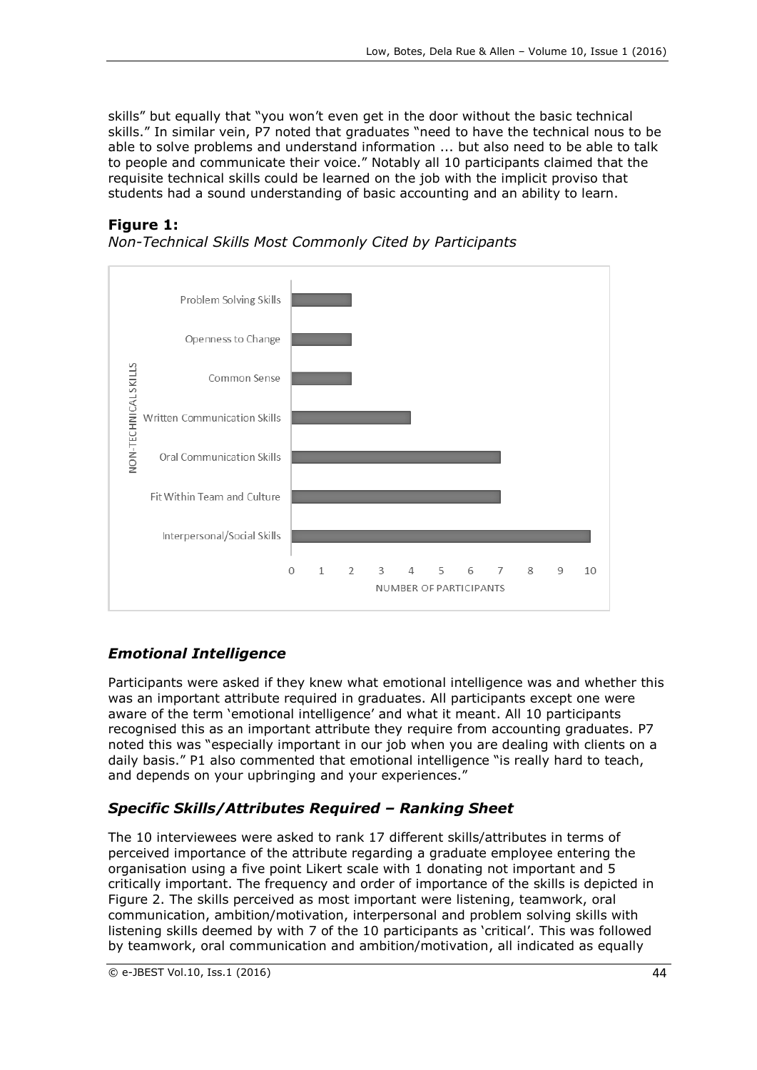skills" but equally that "you won't even get in the door without the basic technical skills." In similar vein, P7 noted that graduates "need to have the technical nous to be able to solve problems and understand information ... but also need to be able to talk to people and communicate their voice." Notably all 10 participants claimed that the requisite technical skills could be learned on the job with the implicit proviso that students had a sound understanding of basic accounting and an ability to learn.

**Figure 1:**
*Non-Technical Skills Most Commonly Cited by Participants*

| NON-TECHNICAL SKILLS | NUMBER OF PARTICIPANTS |
| --- | --- |
| Problem Solving Skills | 2 |
| Openness to Change | 2 |
| Common Sense | 2 |
| Written Communication Skills | 4 |
| Oral Communication Skills | 7 |
| Fit Within Team and Culture | 7 |
| Interpersonal/Social Skills | 10 |

## *Emotional Intelligence*

Participants were asked if they knew what emotional intelligence was and whether this was an important attribute required in graduates. All participants except one were aware of the term 'emotional intelligence' and what it meant. All 10 participants recognised this as an important attribute they require from accounting graduates. P7 noted this was "especially important in our job when you are dealing with clients on a daily basis." P1 also commented that emotional intelligence "is really hard to teach, and depends on your upbringing and your experiences."

## *Specific Skills/Attributes Required – Ranking Sheet*

The 10 interviewees were asked to rank 17 different skills/attributes in terms of perceived importance of the attribute regarding a graduate employee entering the organisation using a five point Likert scale with 1 donating not important and 5 critically important. The frequency and order of importance of the skills is depicted in Figure 2. The skills perceived as most important were listening, teamwork, oral communication, ambition/motivation, interpersonal and problem solving skills with listening skills deemed by with 7 of the 10 participants as 'critical'. This was followed by teamwork, oral communication and ambition/motivation, all indicated as equally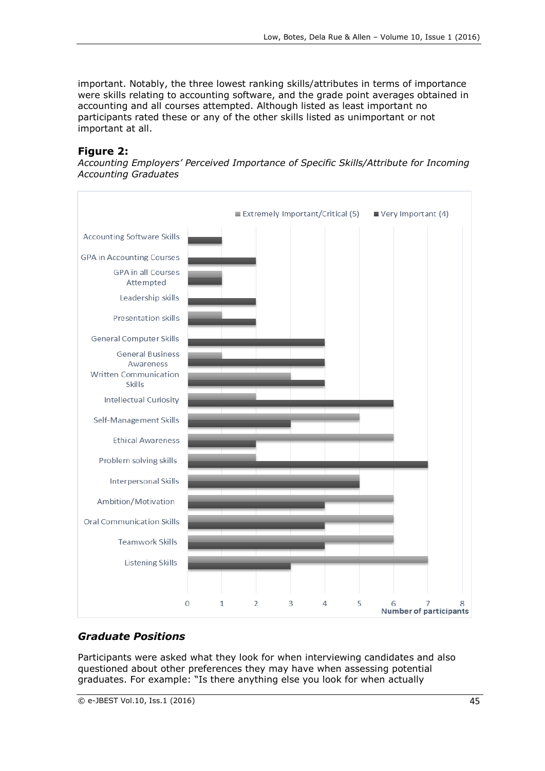important. Notably, the three lowest ranking skills/attributes in terms of importance were skills relating to accounting software, and the grade point averages obtained in accounting and all courses attempted. Although listed as least important no participants rated these or any of the other skills listed as unimportant or not important at all.

**Figure 2:**

*Accounting Employers' Perceived Importance of Specific Skills/Attribute for Incoming Accounting Graduates*

| Skill/Attribute | Extremely Important/Critical (5) | Very Important (4) |
|---|---|---|
| Accounting Software Skills | 0 | 1 |
| GPA in Accounting Courses | 0 | 2 |
| GPA in all Courses Attempted | 1 | 1 |
| Leadership skills | 0 | 2 |
| Presentation skills | 1 | 2 |
| General Computer Skills | 0 | 4 |
| General Business Awareness | 1 | 4 |
| Written Communication Skills | 3 | 4 |
| Intellectual Curiosity | 2 | 6 |
| Self-Management Skills | 5 | 3 |
| Ethical Awareness | 6 | 2 |
| Problem solving skills | 2 | 7 |
| Interpersonal Skills | 5 | 5 |
| Ambition/Motivation | 6 | 4 |
| Oral Communication Skills | 6 | 4 |
| Teamwork Skills | 6 | 4 |
| Listening Skills | 7 | 3 |

Number of participants

## *Graduate Positions*

Participants were asked what they look for when interviewing candidates and also questioned about other preferences they may have when assessing potential graduates. For example: "Is there anything else you look for when actually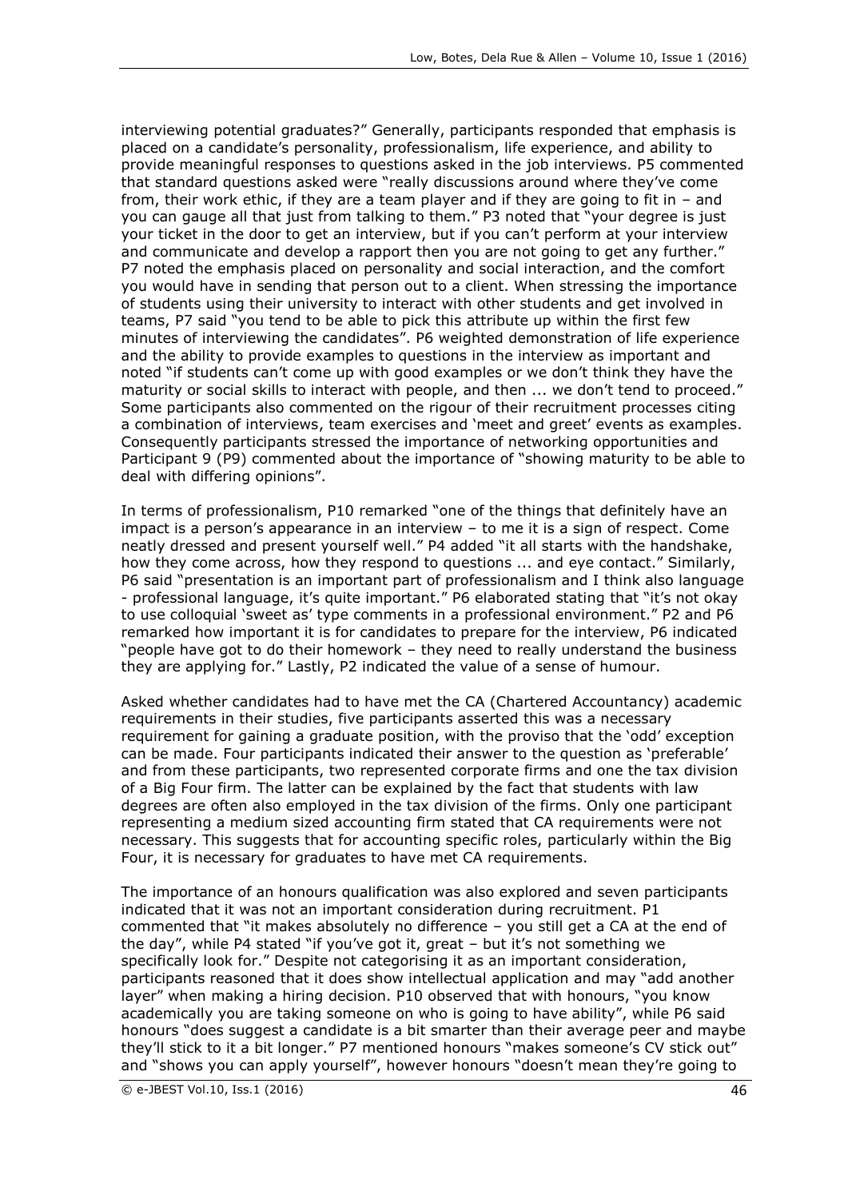interviewing potential graduates?" Generally, participants responded that emphasis is placed on a candidate's personality, professionalism, life experience, and ability to provide meaningful responses to questions asked in the job interviews. P5 commented that standard questions asked were "really discussions around where they've come from, their work ethic, if they are a team player and if they are going to fit in – and you can gauge all that just from talking to them." P3 noted that "your degree is just your ticket in the door to get an interview, but if you can't perform at your interview and communicate and develop a rapport then you are not going to get any further." P7 noted the emphasis placed on personality and social interaction, and the comfort you would have in sending that person out to a client. When stressing the importance of students using their university to interact with other students and get involved in teams, P7 said "you tend to be able to pick this attribute up within the first few minutes of interviewing the candidates". P6 weighted demonstration of life experience and the ability to provide examples to questions in the interview as important and noted "if students can't come up with good examples or we don't think they have the maturity or social skills to interact with people, and then ... we don't tend to proceed." Some participants also commented on the rigour of their recruitment processes citing a combination of interviews, team exercises and 'meet and greet' events as examples. Consequently participants stressed the importance of networking opportunities and Participant 9 (P9) commented about the importance of "showing maturity to be able to deal with differing opinions".

In terms of professionalism, P10 remarked "one of the things that definitely have an impact is a person's appearance in an interview – to me it is a sign of respect. Come neatly dressed and present yourself well." P4 added "it all starts with the handshake, how they come across, how they respond to questions ... and eye contact." Similarly, P6 said "presentation is an important part of professionalism and I think also language - professional language, it's quite important." P6 elaborated stating that "it's not okay to use colloquial 'sweet as' type comments in a professional environment." P2 and P6 remarked how important it is for candidates to prepare for the interview, P6 indicated "people have got to do their homework – they need to really understand the business they are applying for." Lastly, P2 indicated the value of a sense of humour.

Asked whether candidates had to have met the CA (Chartered Accountancy) academic requirements in their studies, five participants asserted this was a necessary requirement for gaining a graduate position, with the proviso that the 'odd' exception can be made. Four participants indicated their answer to the question as 'preferable' and from these participants, two represented corporate firms and one the tax division of a Big Four firm. The latter can be explained by the fact that students with law degrees are often also employed in the tax division of the firms. Only one participant representing a medium sized accounting firm stated that CA requirements were not necessary. This suggests that for accounting specific roles, particularly within the Big Four, it is necessary for graduates to have met CA requirements.

The importance of an honours qualification was also explored and seven participants indicated that it was not an important consideration during recruitment. P1 commented that "it makes absolutely no difference – you still get a CA at the end of the day", while P4 stated "if you've got it, great – but it's not something we specifically look for." Despite not categorising it as an important consideration, participants reasoned that it does show intellectual application and may "add another layer" when making a hiring decision. P10 observed that with honours, "you know academically you are taking someone on who is going to have ability", while P6 said honours "does suggest a candidate is a bit smarter than their average peer and maybe they'll stick to it a bit longer." P7 mentioned honours "makes someone's CV stick out" and "shows you can apply yourself", however honours "doesn't mean they're going to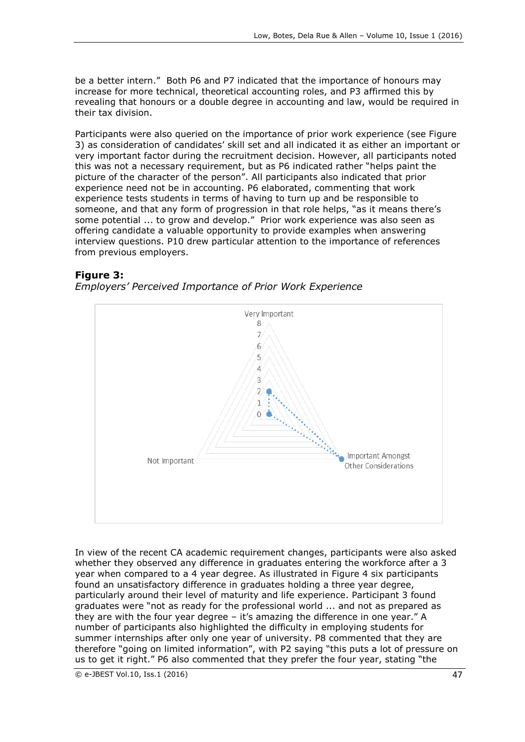be a better intern." Both P6 and P7 indicated that the importance of honours may increase for more technical, theoretical accounting roles, and P3 affirmed this by revealing that honours or a double degree in accounting and law, would be required in their tax division.

Participants were also queried on the importance of prior work experience (see Figure 3) as consideration of candidates' skill set and all indicated it as either an important or very important factor during the recruitment decision. However, all participants noted this was not a necessary requirement, but as P6 indicated rather "helps paint the picture of the character of the person". All participants also indicated that prior experience need not be in accounting. P6 elaborated, commenting that work experience tests students in terms of having to turn up and be responsible to someone, and that any form of progression in that role helps, "as it means there's some potential ... to grow and develop." Prior work experience was also seen as offering candidate a valuable opportunity to provide examples when answering interview questions. P10 drew particular attention to the importance of references from previous employers.

**Figure 3:**

*Employers' Perceived Importance of Prior Work Experience*

In view of the recent CA academic requirement changes, participants were also asked whether they observed any difference in graduates entering the workforce after a 3 year when compared to a 4 year degree. As illustrated in Figure 4 six participants found an unsatisfactory difference in graduates holding a three year degree, particularly around their level of maturity and life experience. Participant 3 found graduates were "not as ready for the professional world ... and not as prepared as they are with the four year degree – it's amazing the difference in one year." A number of participants also highlighted the difficulty in employing students for summer internships after only one year of university. P8 commented that they are therefore "going on limited information", with P2 saying "this puts a lot of pressure on us to get it right." P6 also commented that they prefer the four year, stating "the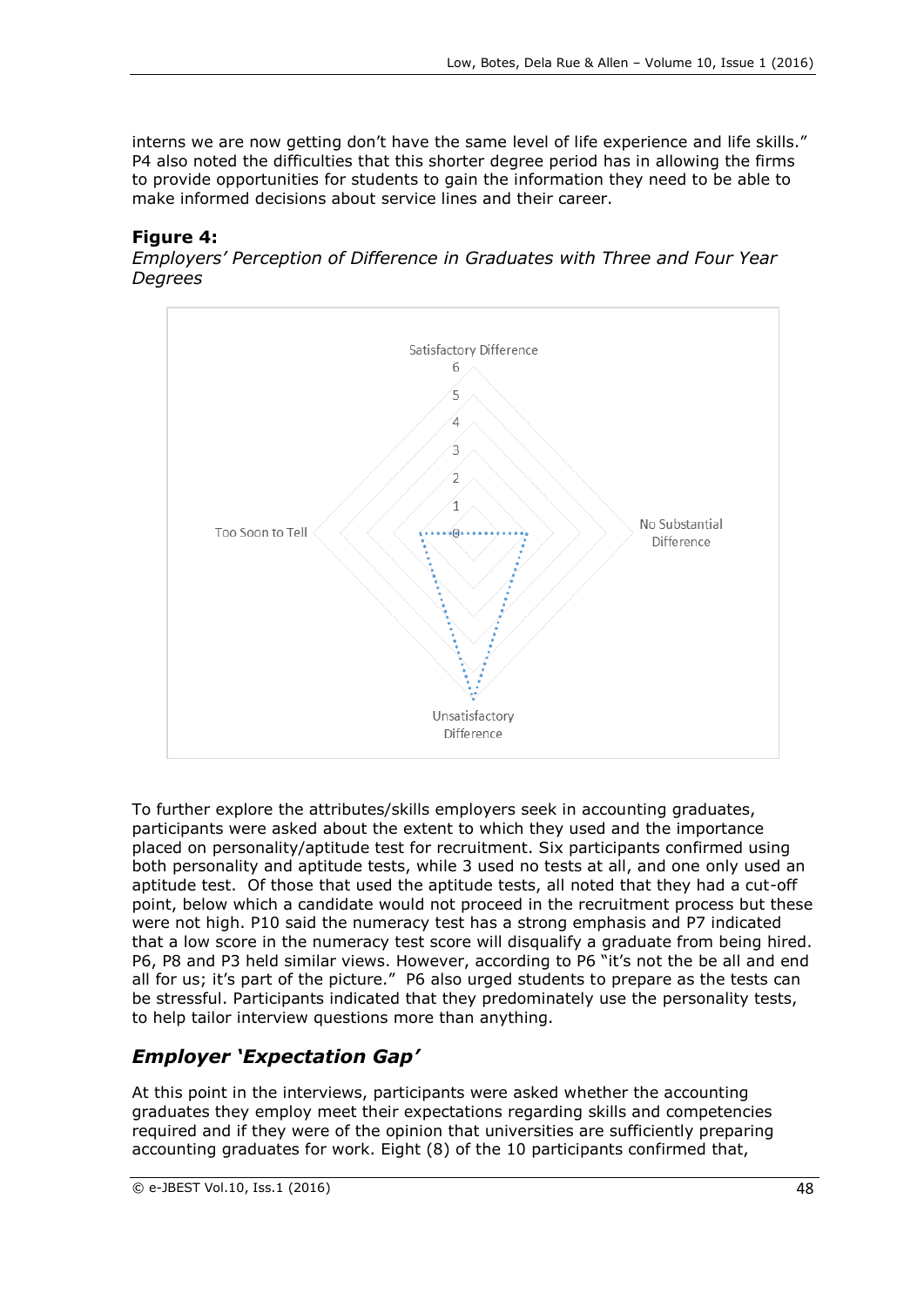interns we are now getting don't have the same level of life experience and life skills." P4 also noted the difficulties that this shorter degree period has in allowing the firms to provide opportunities for students to gain the information they need to be able to make informed decisions about service lines and their career.

**Figure 4:**

*Employers' Perception of Difference in Graduates with Three and Four Year Degrees*

To further explore the attributes/skills employers seek in accounting graduates, participants were asked about the extent to which they used and the importance placed on personality/aptitude test for recruitment. Six participants confirmed using both personality and aptitude tests, while 3 used no tests at all, and one only used an aptitude test. Of those that used the aptitude tests, all noted that they had a cut-off point, below which a candidate would not proceed in the recruitment process but these were not high. P10 said the numeracy test has a strong emphasis and P7 indicated that a low score in the numeracy test score will disqualify a graduate from being hired. P6, P8 and P3 held similar views. However, according to P6 "it's not the be all and end all for us; it's part of the picture." P6 also urged students to prepare as the tests can be stressful. Participants indicated that they predominately use the personality tests, to help tailor interview questions more than anything.

## *Employer 'Expectation Gap'*

At this point in the interviews, participants were asked whether the accounting graduates they employ meet their expectations regarding skills and competencies required and if they were of the opinion that universities are sufficiently preparing accounting graduates for work. Eight (8) of the 10 participants confirmed that,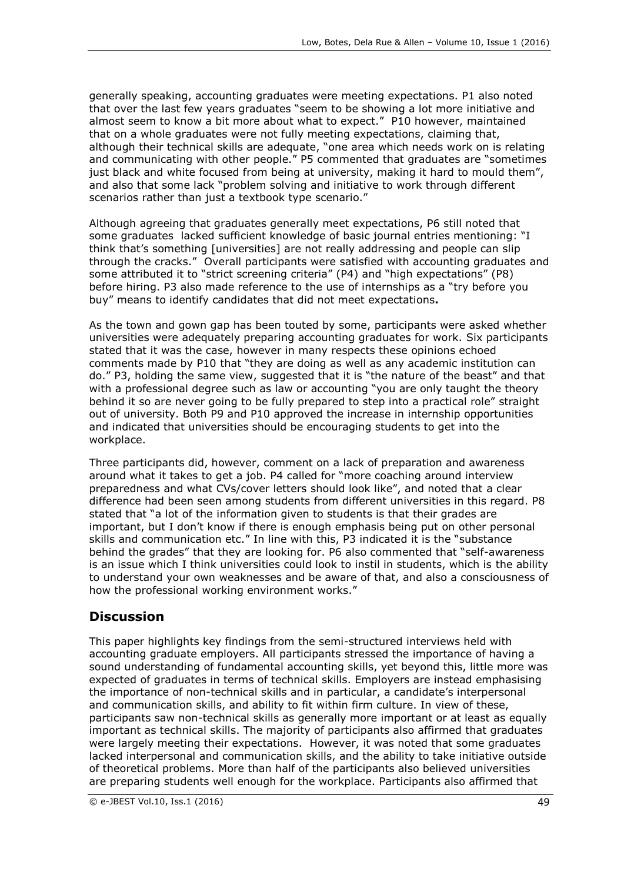generally speaking, accounting graduates were meeting expectations. P1 also noted that over the last few years graduates "seem to be showing a lot more initiative and almost seem to know a bit more about what to expect." P10 however, maintained that on a whole graduates were not fully meeting expectations, claiming that, although their technical skills are adequate, "one area which needs work on is relating and communicating with other people." P5 commented that graduates are "sometimes just black and white focused from being at university, making it hard to mould them", and also that some lack "problem solving and initiative to work through different scenarios rather than just a textbook type scenario."

Although agreeing that graduates generally meet expectations, P6 still noted that some graduates lacked sufficient knowledge of basic journal entries mentioning: "I think that's something [universities] are not really addressing and people can slip through the cracks." Overall participants were satisfied with accounting graduates and some attributed it to "strict screening criteria" (P4) and "high expectations" (P8) before hiring. P3 also made reference to the use of internships as a "try before you buy" means to identify candidates that did not meet expectations**.**

As the town and gown gap has been touted by some, participants were asked whether universities were adequately preparing accounting graduates for work. Six participants stated that it was the case, however in many respects these opinions echoed comments made by P10 that "they are doing as well as any academic institution can do." P3, holding the same view, suggested that it is "the nature of the beast" and that with a professional degree such as law or accounting "you are only taught the theory behind it so are never going to be fully prepared to step into a practical role" straight out of university. Both P9 and P10 approved the increase in internship opportunities and indicated that universities should be encouraging students to get into the workplace.

Three participants did, however, comment on a lack of preparation and awareness around what it takes to get a job. P4 called for "more coaching around interview preparedness and what CVs/cover letters should look like", and noted that a clear difference had been seen among students from different universities in this regard. P8 stated that "a lot of the information given to students is that their grades are important, but I don't know if there is enough emphasis being put on other personal skills and communication etc." In line with this, P3 indicated it is the "substance behind the grades" that they are looking for. P6 also commented that "self-awareness is an issue which I think universities could look to instil in students, which is the ability to understand your own weaknesses and be aware of that, and also a consciousness of how the professional working environment works."

## Discussion

This paper highlights key findings from the semi-structured interviews held with accounting graduate employers. All participants stressed the importance of having a sound understanding of fundamental accounting skills, yet beyond this, little more was expected of graduates in terms of technical skills. Employers are instead emphasising the importance of non-technical skills and in particular, a candidate's interpersonal and communication skills, and ability to fit within firm culture. In view of these, participants saw non-technical skills as generally more important or at least as equally important as technical skills. The majority of participants also affirmed that graduates were largely meeting their expectations. However, it was noted that some graduates lacked interpersonal and communication skills, and the ability to take initiative outside of theoretical problems. More than half of the participants also believed universities are preparing students well enough for the workplace. Participants also affirmed that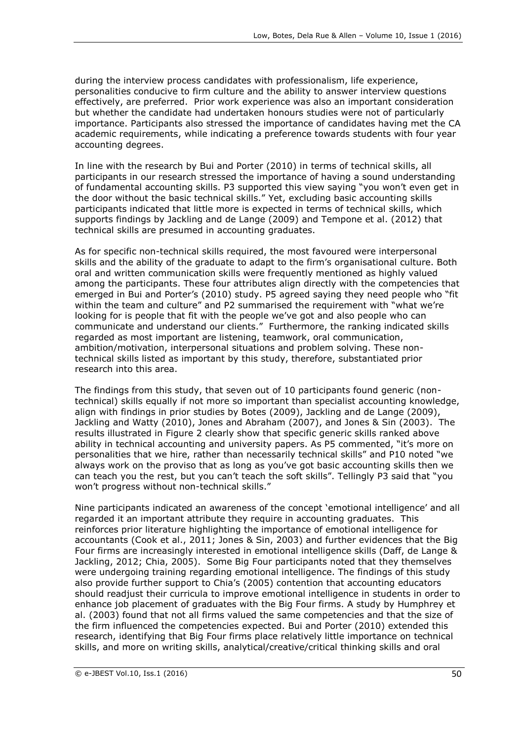during the interview process candidates with professionalism, life experience, personalities conducive to firm culture and the ability to answer interview questions effectively, are preferred. Prior work experience was also an important consideration but whether the candidate had undertaken honours studies were not of particularly importance. Participants also stressed the importance of candidates having met the CA academic requirements, while indicating a preference towards students with four year accounting degrees.

In line with the research by Bui and Porter (2010) in terms of technical skills, all participants in our research stressed the importance of having a sound understanding of fundamental accounting skills. P3 supported this view saying "you won't even get in the door without the basic technical skills." Yet, excluding basic accounting skills participants indicated that little more is expected in terms of technical skills, which supports findings by Jackling and de Lange (2009) and Tempone et al. (2012) that technical skills are presumed in accounting graduates.

As for specific non-technical skills required, the most favoured were interpersonal skills and the ability of the graduate to adapt to the firm's organisational culture. Both oral and written communication skills were frequently mentioned as highly valued among the participants. These four attributes align directly with the competencies that emerged in Bui and Porter's (2010) study. P5 agreed saying they need people who "fit within the team and culture" and P2 summarised the requirement with "what we're looking for is people that fit with the people we've got and also people who can communicate and understand our clients." Furthermore, the ranking indicated skills regarded as most important are listening, teamwork, oral communication, ambition/motivation, interpersonal situations and problem solving. These non-technical skills listed as important by this study, therefore, substantiated prior research into this area.

The findings from this study, that seven out of 10 participants found generic (non-technical) skills equally if not more so important than specialist accounting knowledge, align with findings in prior studies by Botes (2009), Jackling and de Lange (2009), Jackling and Watty (2010), Jones and Abraham (2007), and Jones & Sin (2003). The results illustrated in Figure 2 clearly show that specific generic skills ranked above ability in technical accounting and university papers. As P5 commented, "it's more on personalities that we hire, rather than necessarily technical skills" and P10 noted "we always work on the proviso that as long as you've got basic accounting skills then we can teach you the rest, but you can't teach the soft skills". Tellingly P3 said that "you won't progress without non-technical skills."

Nine participants indicated an awareness of the concept 'emotional intelligence' and all regarded it an important attribute they require in accounting graduates. This reinforces prior literature highlighting the importance of emotional intelligence for accountants (Cook et al., 2011; Jones & Sin, 2003) and further evidences that the Big Four firms are increasingly interested in emotional intelligence skills (Daff, de Lange & Jackling, 2012; Chia, 2005). Some Big Four participants noted that they themselves were undergoing training regarding emotional intelligence. The findings of this study also provide further support to Chia's (2005) contention that accounting educators should readjust their curricula to improve emotional intelligence in students in order to enhance job placement of graduates with the Big Four firms. A study by Humphrey et al. (2003) found that not all firms valued the same competencies and that the size of the firm influenced the competencies expected. Bui and Porter (2010) extended this research, identifying that Big Four firms place relatively little importance on technical skills, and more on writing skills, analytical/creative/critical thinking skills and oral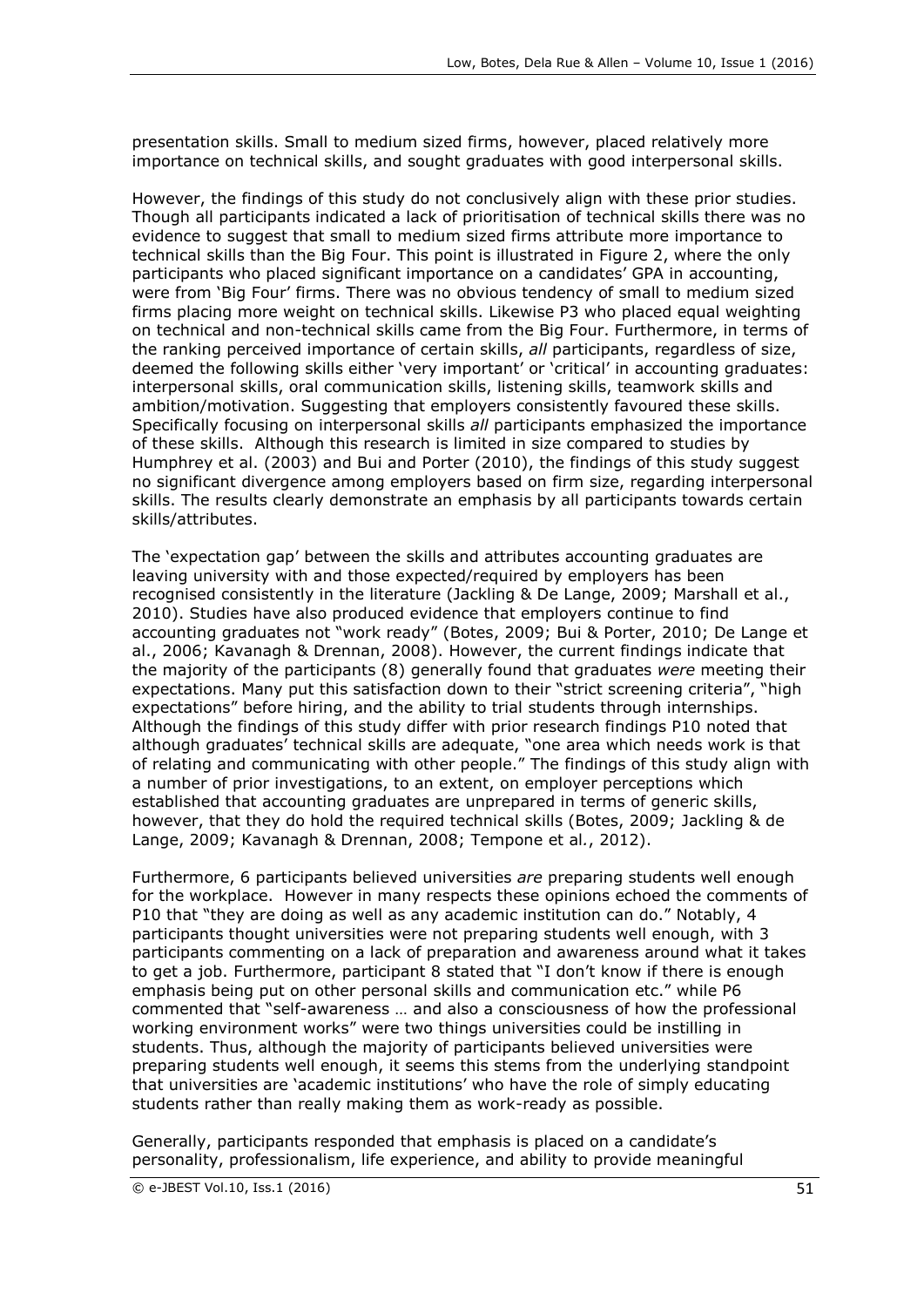presentation skills. Small to medium sized firms, however, placed relatively more importance on technical skills, and sought graduates with good interpersonal skills.

However, the findings of this study do not conclusively align with these prior studies. Though all participants indicated a lack of prioritisation of technical skills there was no evidence to suggest that small to medium sized firms attribute more importance to technical skills than the Big Four. This point is illustrated in Figure 2, where the only participants who placed significant importance on a candidates' GPA in accounting, were from 'Big Four' firms. There was no obvious tendency of small to medium sized firms placing more weight on technical skills. Likewise P3 who placed equal weighting on technical and non-technical skills came from the Big Four. Furthermore, in terms of the ranking perceived importance of certain skills, *all* participants, regardless of size, deemed the following skills either 'very important' or 'critical' in accounting graduates: interpersonal skills, oral communication skills, listening skills, teamwork skills and ambition/motivation. Suggesting that employers consistently favoured these skills. Specifically focusing on interpersonal skills *all* participants emphasized the importance of these skills. Although this research is limited in size compared to studies by Humphrey et al. (2003) and Bui and Porter (2010), the findings of this study suggest no significant divergence among employers based on firm size, regarding interpersonal skills. The results clearly demonstrate an emphasis by all participants towards certain skills/attributes.

The 'expectation gap' between the skills and attributes accounting graduates are leaving university with and those expected/required by employers has been recognised consistently in the literature (Jackling & De Lange, 2009; Marshall et al., 2010). Studies have also produced evidence that employers continue to find accounting graduates not "work ready" (Botes, 2009; Bui & Porter, 2010; De Lange et al., 2006; Kavanagh & Drennan, 2008). However, the current findings indicate that the majority of the participants (8) generally found that graduates *were* meeting their expectations. Many put this satisfaction down to their "strict screening criteria", "high expectations" before hiring, and the ability to trial students through internships. Although the findings of this study differ with prior research findings P10 noted that although graduates' technical skills are adequate, "one area which needs work is that of relating and communicating with other people." The findings of this study align with a number of prior investigations, to an extent, on employer perceptions which established that accounting graduates are unprepared in terms of generic skills, however, that they do hold the required technical skills (Botes, 2009; Jackling & de Lange, 2009; Kavanagh & Drennan, 2008; Tempone et al., 2012).

Furthermore, 6 participants believed universities *are* preparing students well enough for the workplace. However in many respects these opinions echoed the comments of P10 that "they are doing as well as any academic institution can do." Notably, 4 participants thought universities were not preparing students well enough, with 3 participants commenting on a lack of preparation and awareness around what it takes to get a job. Furthermore, participant 8 stated that "I don't know if there is enough emphasis being put on other personal skills and communication etc." while P6 commented that "self-awareness … and also a consciousness of how the professional working environment works" were two things universities could be instilling in students. Thus, although the majority of participants believed universities were preparing students well enough, it seems this stems from the underlying standpoint that universities are 'academic institutions' who have the role of simply educating students rather than really making them as work-ready as possible.

Generally, participants responded that emphasis is placed on a candidate's personality, professionalism, life experience, and ability to provide meaningful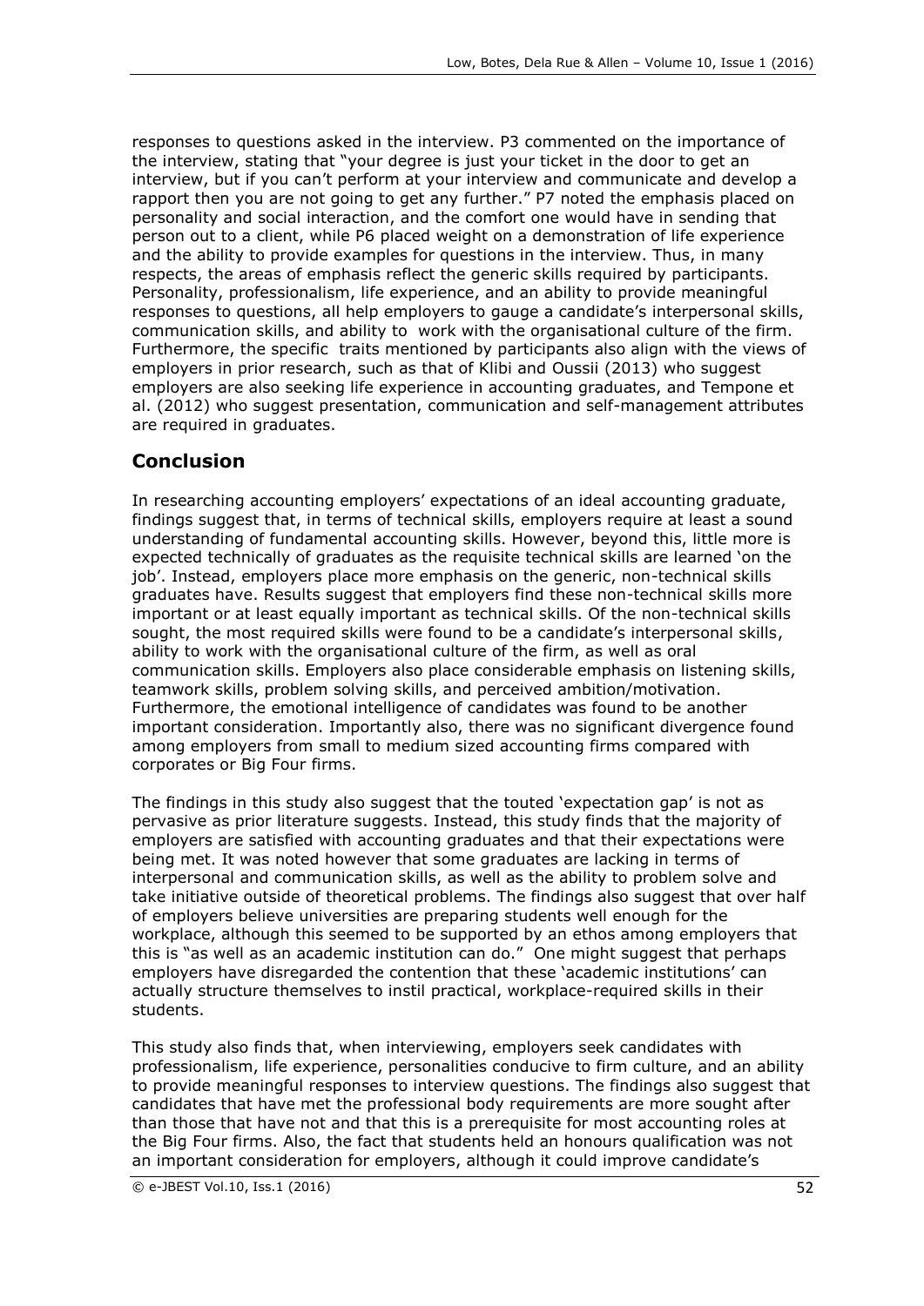responses to questions asked in the interview. P3 commented on the importance of the interview, stating that "your degree is just your ticket in the door to get an interview, but if you can't perform at your interview and communicate and develop a rapport then you are not going to get any further." P7 noted the emphasis placed on personality and social interaction, and the comfort one would have in sending that person out to a client, while P6 placed weight on a demonstration of life experience and the ability to provide examples for questions in the interview. Thus, in many respects, the areas of emphasis reflect the generic skills required by participants. Personality, professionalism, life experience, and an ability to provide meaningful responses to questions, all help employers to gauge a candidate's interpersonal skills, communication skills, and ability to work with the organisational culture of the firm. Furthermore, the specific traits mentioned by participants also align with the views of employers in prior research, such as that of Klibi and Oussii (2013) who suggest employers are also seeking life experience in accounting graduates, and Tempone et al. (2012) who suggest presentation, communication and self-management attributes are required in graduates.

## Conclusion

In researching accounting employers' expectations of an ideal accounting graduate, findings suggest that, in terms of technical skills, employers require at least a sound understanding of fundamental accounting skills. However, beyond this, little more is expected technically of graduates as the requisite technical skills are learned 'on the job'. Instead, employers place more emphasis on the generic, non-technical skills graduates have. Results suggest that employers find these non-technical skills more important or at least equally important as technical skills. Of the non-technical skills sought, the most required skills were found to be a candidate's interpersonal skills, ability to work with the organisational culture of the firm, as well as oral communication skills. Employers also place considerable emphasis on listening skills, teamwork skills, problem solving skills, and perceived ambition/motivation. Furthermore, the emotional intelligence of candidates was found to be another important consideration. Importantly also, there was no significant divergence found among employers from small to medium sized accounting firms compared with corporates or Big Four firms.

The findings in this study also suggest that the touted 'expectation gap' is not as pervasive as prior literature suggests. Instead, this study finds that the majority of employers are satisfied with accounting graduates and that their expectations were being met. It was noted however that some graduates are lacking in terms of interpersonal and communication skills, as well as the ability to problem solve and take initiative outside of theoretical problems. The findings also suggest that over half of employers believe universities are preparing students well enough for the workplace, although this seemed to be supported by an ethos among employers that this is "as well as an academic institution can do." One might suggest that perhaps employers have disregarded the contention that these 'academic institutions' can actually structure themselves to instil practical, workplace-required skills in their students.

This study also finds that, when interviewing, employers seek candidates with professionalism, life experience, personalities conducive to firm culture, and an ability to provide meaningful responses to interview questions. The findings also suggest that candidates that have met the professional body requirements are more sought after than those that have not and that this is a prerequisite for most accounting roles at the Big Four firms. Also, the fact that students held an honours qualification was not an important consideration for employers, although it could improve candidate's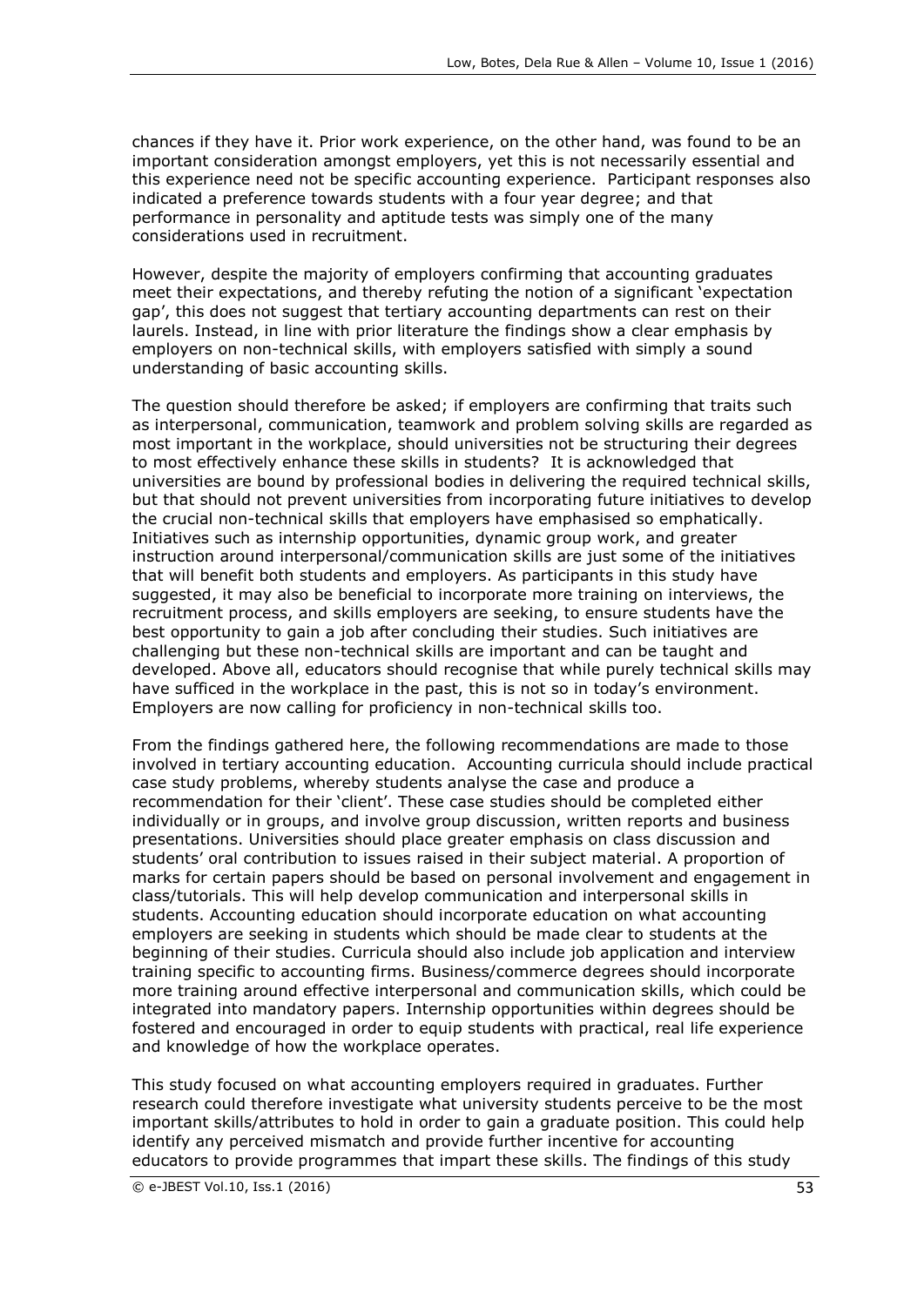chances if they have it. Prior work experience, on the other hand, was found to be an important consideration amongst employers, yet this is not necessarily essential and this experience need not be specific accounting experience. Participant responses also indicated a preference towards students with a four year degree; and that performance in personality and aptitude tests was simply one of the many considerations used in recruitment.

However, despite the majority of employers confirming that accounting graduates meet their expectations, and thereby refuting the notion of a significant 'expectation gap', this does not suggest that tertiary accounting departments can rest on their laurels. Instead, in line with prior literature the findings show a clear emphasis by employers on non-technical skills, with employers satisfied with simply a sound understanding of basic accounting skills.

The question should therefore be asked; if employers are confirming that traits such as interpersonal, communication, teamwork and problem solving skills are regarded as most important in the workplace, should universities not be structuring their degrees to most effectively enhance these skills in students? It is acknowledged that universities are bound by professional bodies in delivering the required technical skills, but that should not prevent universities from incorporating future initiatives to develop the crucial non-technical skills that employers have emphasised so emphatically. Initiatives such as internship opportunities, dynamic group work, and greater instruction around interpersonal/communication skills are just some of the initiatives that will benefit both students and employers. As participants in this study have suggested, it may also be beneficial to incorporate more training on interviews, the recruitment process, and skills employers are seeking, to ensure students have the best opportunity to gain a job after concluding their studies. Such initiatives are challenging but these non-technical skills are important and can be taught and developed. Above all, educators should recognise that while purely technical skills may have sufficed in the workplace in the past, this is not so in today's environment. Employers are now calling for proficiency in non-technical skills too.

From the findings gathered here, the following recommendations are made to those involved in tertiary accounting education. Accounting curricula should include practical case study problems, whereby students analyse the case and produce a recommendation for their 'client'. These case studies should be completed either individually or in groups, and involve group discussion, written reports and business presentations. Universities should place greater emphasis on class discussion and students' oral contribution to issues raised in their subject material. A proportion of marks for certain papers should be based on personal involvement and engagement in class/tutorials. This will help develop communication and interpersonal skills in students. Accounting education should incorporate education on what accounting employers are seeking in students which should be made clear to students at the beginning of their studies. Curricula should also include job application and interview training specific to accounting firms. Business/commerce degrees should incorporate more training around effective interpersonal and communication skills, which could be integrated into mandatory papers. Internship opportunities within degrees should be fostered and encouraged in order to equip students with practical, real life experience and knowledge of how the workplace operates.

This study focused on what accounting employers required in graduates. Further research could therefore investigate what university students perceive to be the most important skills/attributes to hold in order to gain a graduate position. This could help identify any perceived mismatch and provide further incentive for accounting educators to provide programmes that impart these skills. The findings of this study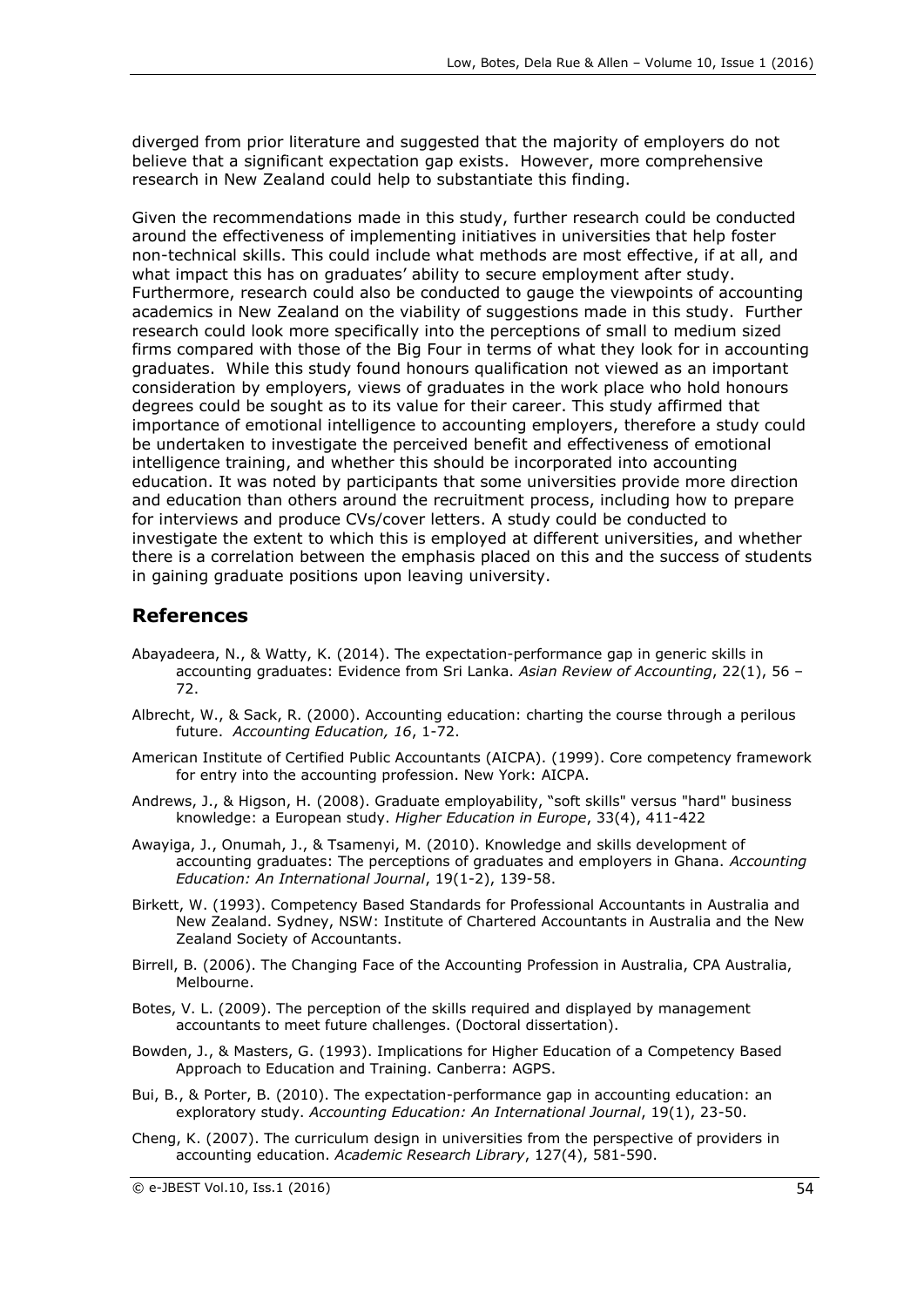diverged from prior literature and suggested that the majority of employers do not believe that a significant expectation gap exists. However, more comprehensive research in New Zealand could help to substantiate this finding.

Given the recommendations made in this study, further research could be conducted around the effectiveness of implementing initiatives in universities that help foster non-technical skills. This could include what methods are most effective, if at all, and what impact this has on graduates' ability to secure employment after study. Furthermore, research could also be conducted to gauge the viewpoints of accounting academics in New Zealand on the viability of suggestions made in this study. Further research could look more specifically into the perceptions of small to medium sized firms compared with those of the Big Four in terms of what they look for in accounting graduates. While this study found honours qualification not viewed as an important consideration by employers, views of graduates in the work place who hold honours degrees could be sought as to its value for their career. This study affirmed that importance of emotional intelligence to accounting employers, therefore a study could be undertaken to investigate the perceived benefit and effectiveness of emotional intelligence training, and whether this should be incorporated into accounting education. It was noted by participants that some universities provide more direction and education than others around the recruitment process, including how to prepare for interviews and produce CVs/cover letters. A study could be conducted to investigate the extent to which this is employed at different universities, and whether there is a correlation between the emphasis placed on this and the success of students in gaining graduate positions upon leaving university.

## References

Abayadeera, N., & Watty, K. (2014). The expectation-performance gap in generic skills in accounting graduates: Evidence from Sri Lanka. *Asian Review of Accounting*, 22(1), 56 – 72.

Albrecht, W., & Sack, R. (2000). Accounting education: charting the course through a perilous future. *Accounting Education, 16*, 1-72.

American Institute of Certified Public Accountants (AICPA). (1999). Core competency framework for entry into the accounting profession. New York: AICPA.

Andrews, J., & Higson, H. (2008). Graduate employability, "soft skills" versus "hard" business knowledge: a European study. *Higher Education in Europe*, 33(4), 411-422

Awayiga, J., Onumah, J., & Tsamenyi, M. (2010). Knowledge and skills development of accounting graduates: The perceptions of graduates and employers in Ghana. *Accounting Education: An International Journal*, 19(1-2), 139-58.

Birkett, W. (1993). Competency Based Standards for Professional Accountants in Australia and New Zealand. Sydney, NSW: Institute of Chartered Accountants in Australia and the New Zealand Society of Accountants.

Birrell, B. (2006). The Changing Face of the Accounting Profession in Australia, CPA Australia, Melbourne.

Botes, V. L. (2009). The perception of the skills required and displayed by management accountants to meet future challenges. (Doctoral dissertation).

Bowden, J., & Masters, G. (1993). Implications for Higher Education of a Competency Based Approach to Education and Training. Canberra: AGPS.

Bui, B., & Porter, B. (2010). The expectation-performance gap in accounting education: an exploratory study. *Accounting Education: An International Journal*, 19(1), 23-50.

Cheng, K. (2007). The curriculum design in universities from the perspective of providers in accounting education. *Academic Research Library*, 127(4), 581-590.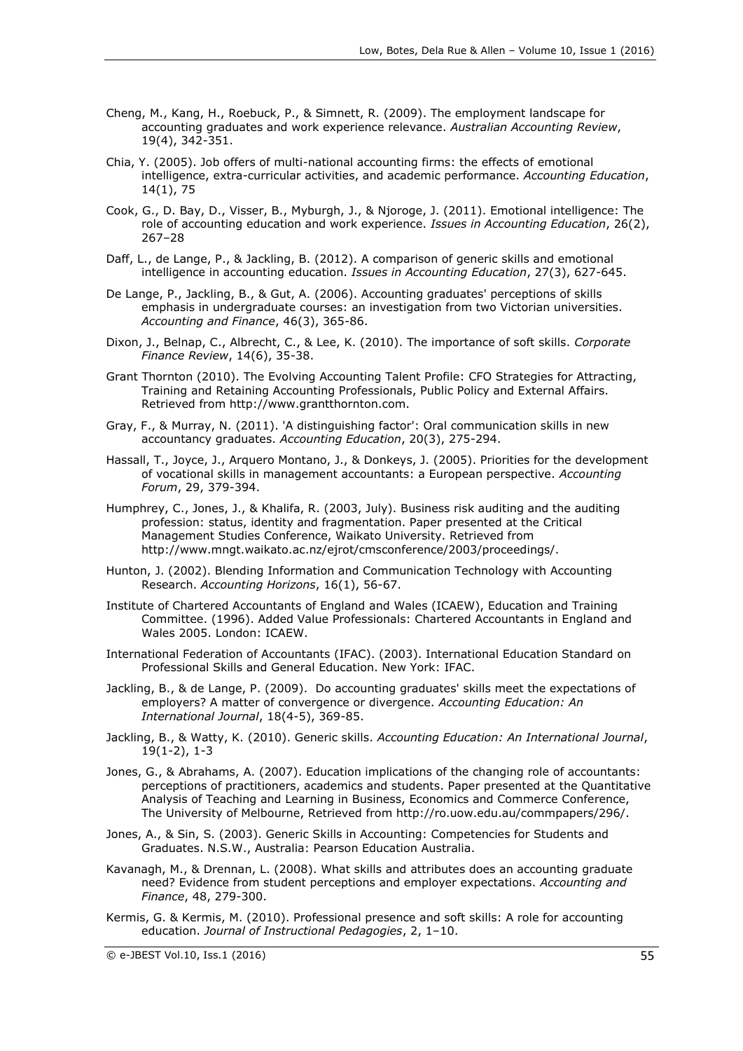Cheng, M., Kang, H., Roebuck, P., & Simnett, R. (2009). The employment landscape for accounting graduates and work experience relevance. *Australian Accounting Review*, 19(4), 342-351.

Chia, Y. (2005). Job offers of multi-national accounting firms: the effects of emotional intelligence, extra-curricular activities, and academic performance. *Accounting Education*, 14(1), 75

Cook, G., D. Bay, D., Visser, B., Myburgh, J., & Njoroge, J. (2011). Emotional intelligence: The role of accounting education and work experience. *Issues in Accounting Education*, 26(2), 267–28

Daff, L., de Lange, P., & Jackling, B. (2012). A comparison of generic skills and emotional intelligence in accounting education. *Issues in Accounting Education*, 27(3), 627-645.

De Lange, P., Jackling, B., & Gut, A. (2006). Accounting graduates' perceptions of skills emphasis in undergraduate courses: an investigation from two Victorian universities. *Accounting and Finance*, 46(3), 365-86.

Dixon, J., Belnap, C., Albrecht, C., & Lee, K. (2010). The importance of soft skills. *Corporate Finance Review*, 14(6), 35-38.

Grant Thornton (2010). The Evolving Accounting Talent Profile: CFO Strategies for Attracting, Training and Retaining Accounting Professionals, Public Policy and External Affairs. Retrieved from http://www.grantthornton.com.

Gray, F., & Murray, N. (2011). 'A distinguishing factor': Oral communication skills in new accountancy graduates. *Accounting Education*, 20(3), 275-294.

Hassall, T., Joyce, J., Arquero Montano, J., & Donkeys, J. (2005). Priorities for the development of vocational skills in management accountants: a European perspective. *Accounting Forum*, 29, 379-394.

Humphrey, C., Jones, J., & Khalifa, R. (2003, July). Business risk auditing and the auditing profession: status, identity and fragmentation. Paper presented at the Critical Management Studies Conference, Waikato University. Retrieved from http://www.mngt.waikato.ac.nz/ejrot/cmsconference/2003/proceedings/.

Hunton, J. (2002). Blending Information and Communication Technology with Accounting Research. *Accounting Horizons*, 16(1), 56-67.

Institute of Chartered Accountants of England and Wales (ICAEW), Education and Training Committee. (1996). Added Value Professionals: Chartered Accountants in England and Wales 2005. London: ICAEW.

International Federation of Accountants (IFAC). (2003). International Education Standard on Professional Skills and General Education. New York: IFAC.

Jackling, B., & de Lange, P. (2009). Do accounting graduates' skills meet the expectations of employers? A matter of convergence or divergence. *Accounting Education: An International Journal*, 18(4-5), 369-85.

Jackling, B., & Watty, K. (2010). Generic skills. *Accounting Education: An International Journal*, 19(1-2), 1-3

Jones, G., & Abrahams, A. (2007). Education implications of the changing role of accountants: perceptions of practitioners, academics and students. Paper presented at the Quantitative Analysis of Teaching and Learning in Business, Economics and Commerce Conference, The University of Melbourne, Retrieved from http://ro.uow.edu.au/commpapers/296/.

Jones, A., & Sin, S. (2003). Generic Skills in Accounting: Competencies for Students and Graduates. N.S.W., Australia: Pearson Education Australia.

Kavanagh, M., & Drennan, L. (2008). What skills and attributes does an accounting graduate need? Evidence from student perceptions and employer expectations. *Accounting and Finance*, 48, 279-300.

Kermis, G. & Kermis, M. (2010). Professional presence and soft skills: A role for accounting education. *Journal of Instructional Pedagogies*, 2, 1–10.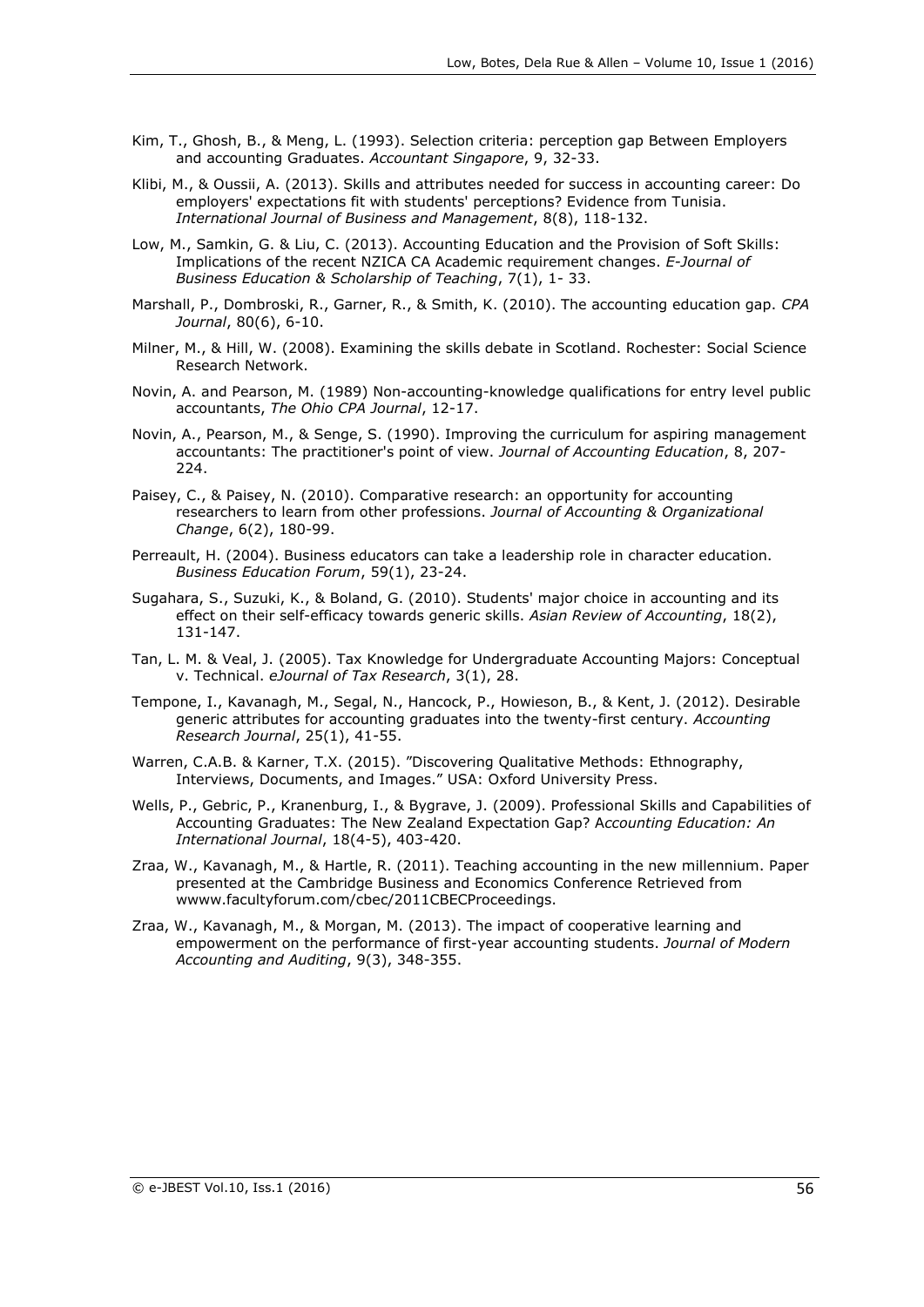Kim, T., Ghosh, B., & Meng, L. (1993). Selection criteria: perception gap Between Employers and accounting Graduates. *Accountant Singapore*, 9, 32-33.

Klibi, M., & Oussii, A. (2013). Skills and attributes needed for success in accounting career: Do employers' expectations fit with students' perceptions? Evidence from Tunisia. *International Journal of Business and Management*, 8(8), 118-132.

Low, M., Samkin, G. & Liu, C. (2013). Accounting Education and the Provision of Soft Skills: Implications of the recent NZICA CA Academic requirement changes. *E-Journal of Business Education & Scholarship of Teaching*, 7(1), 1- 33.

Marshall, P., Dombroski, R., Garner, R., & Smith, K. (2010). The accounting education gap. *CPA Journal*, 80(6), 6-10.

Milner, M., & Hill, W. (2008). Examining the skills debate in Scotland. Rochester: Social Science Research Network.

Novin, A. and Pearson, M. (1989) Non-accounting-knowledge qualifications for entry level public accountants, *The Ohio CPA Journal*, 12-17.

Novin, A., Pearson, M., & Senge, S. (1990). Improving the curriculum for aspiring management accountants: The practitioner's point of view. *Journal of Accounting Education*, 8, 207-224.

Paisey, C., & Paisey, N. (2010). Comparative research: an opportunity for accounting researchers to learn from other professions. *Journal of Accounting & Organizational Change*, 6(2), 180-99.

Perreault, H. (2004). Business educators can take a leadership role in character education. *Business Education Forum*, 59(1), 23-24.

Sugahara, S., Suzuki, K., & Boland, G. (2010). Students' major choice in accounting and its effect on their self-efficacy towards generic skills. *Asian Review of Accounting*, 18(2), 131-147.

Tan, L. M. & Veal, J. (2005). Tax Knowledge for Undergraduate Accounting Majors: Conceptual v. Technical. *eJournal of Tax Research*, 3(1), 28.

Tempone, I., Kavanagh, M., Segal, N., Hancock, P., Howieson, B., & Kent, J. (2012). Desirable generic attributes for accounting graduates into the twenty-first century. *Accounting Research Journal*, 25(1), 41-55.

Warren, C.A.B. & Karner, T.X. (2015). "Discovering Qualitative Methods: Ethnography, Interviews, Documents, and Images." USA: Oxford University Press.

Wells, P., Gebric, P., Kranenburg, I., & Bygrave, J. (2009). Professional Skills and Capabilities of Accounting Graduates: The New Zealand Expectation Gap? *Accounting Education: An International Journal*, 18(4-5), 403-420.

Zraa, W., Kavanagh, M., & Hartle, R. (2011). Teaching accounting in the new millennium. Paper presented at the Cambridge Business and Economics Conference Retrieved from wwww.facultyforum.com/cbec/2011CBECProceedings.

Zraa, W., Kavanagh, M., & Morgan, M. (2013). The impact of cooperative learning and empowerment on the performance of first-year accounting students. *Journal of Modern Accounting and Auditing*, 9(3), 348-355.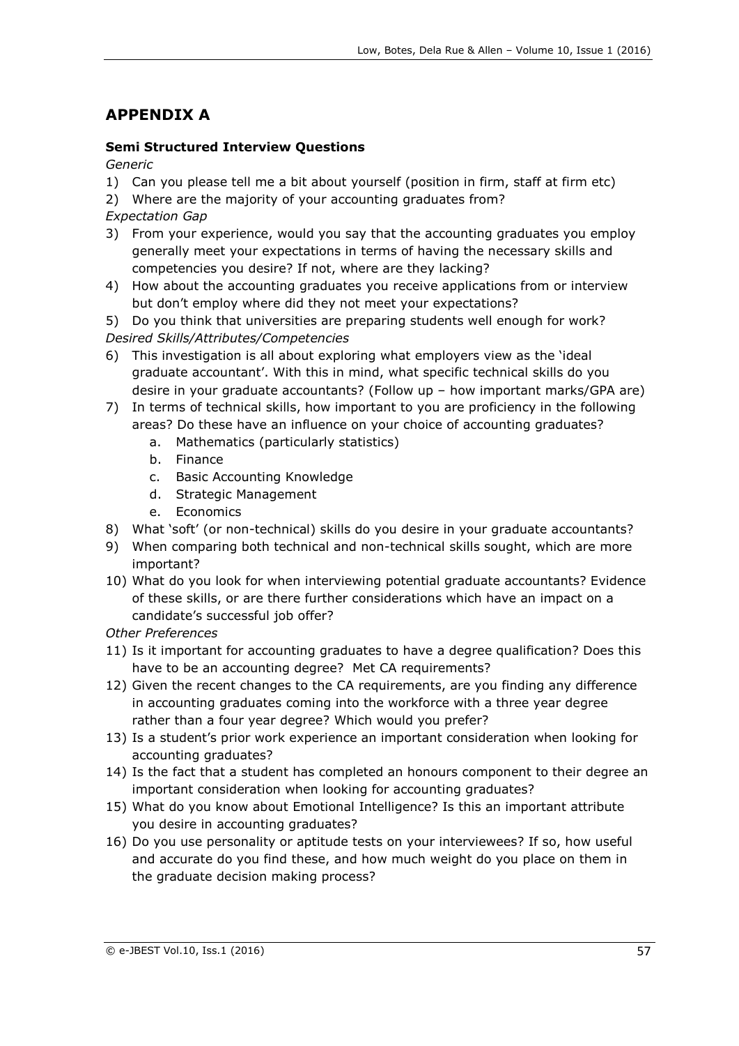# APPENDIX A

**Semi Structured Interview Questions**

*Generic*

1) Can you please tell me a bit about yourself (position in firm, staff at firm etc)
2) Where are the majority of your accounting graduates from?

*Expectation Gap*

3) From your experience, would you say that the accounting graduates you employ generally meet your expectations in terms of having the necessary skills and competencies you desire? If not, where are they lacking?
4) How about the accounting graduates you receive applications from or interview but don't employ where did they not meet your expectations?
5) Do you think that universities are preparing students well enough for work?

*Desired Skills/Attributes/Competencies*

6) This investigation is all about exploring what employers view as the 'ideal graduate accountant'. With this in mind, what specific technical skills do you desire in your graduate accountants? (Follow up – how important marks/GPA are)
7) In terms of technical skills, how important to you are proficiency in the following areas? Do these have an influence on your choice of accounting graduates?
    a. Mathematics (particularly statistics)
    b. Finance
    c. Basic Accounting Knowledge
    d. Strategic Management
    e. Economics
8) What 'soft' (or non-technical) skills do you desire in your graduate accountants?
9) When comparing both technical and non-technical skills sought, which are more important?
10) What do you look for when interviewing potential graduate accountants? Evidence of these skills, or are there further considerations which have an impact on a candidate's successful job offer?

*Other Preferences*

11) Is it important for accounting graduates to have a degree qualification? Does this have to be an accounting degree? Met CA requirements?
12) Given the recent changes to the CA requirements, are you finding any difference in accounting graduates coming into the workforce with a three year degree rather than a four year degree? Which would you prefer?
13) Is a student's prior work experience an important consideration when looking for accounting graduates?
14) Is the fact that a student has completed an honours component to their degree an important consideration when looking for accounting graduates?
15) What do you know about Emotional Intelligence? Is this an important attribute you desire in accounting graduates?
16) Do you use personality or aptitude tests on your interviewees? If so, how useful and accurate do you find these, and how much weight do you place on them in the graduate decision making process?